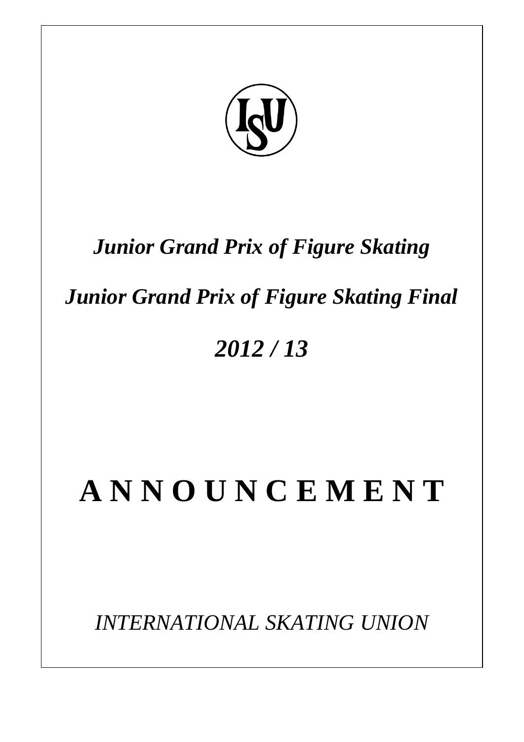*Junior Grand Prix of Figure Skating*

*Junior Grand Prix of Figure Skating Final*

*2012 / 13*

# A N N O U N C E M E N T

*INTERNATIONAL SKATING UNION*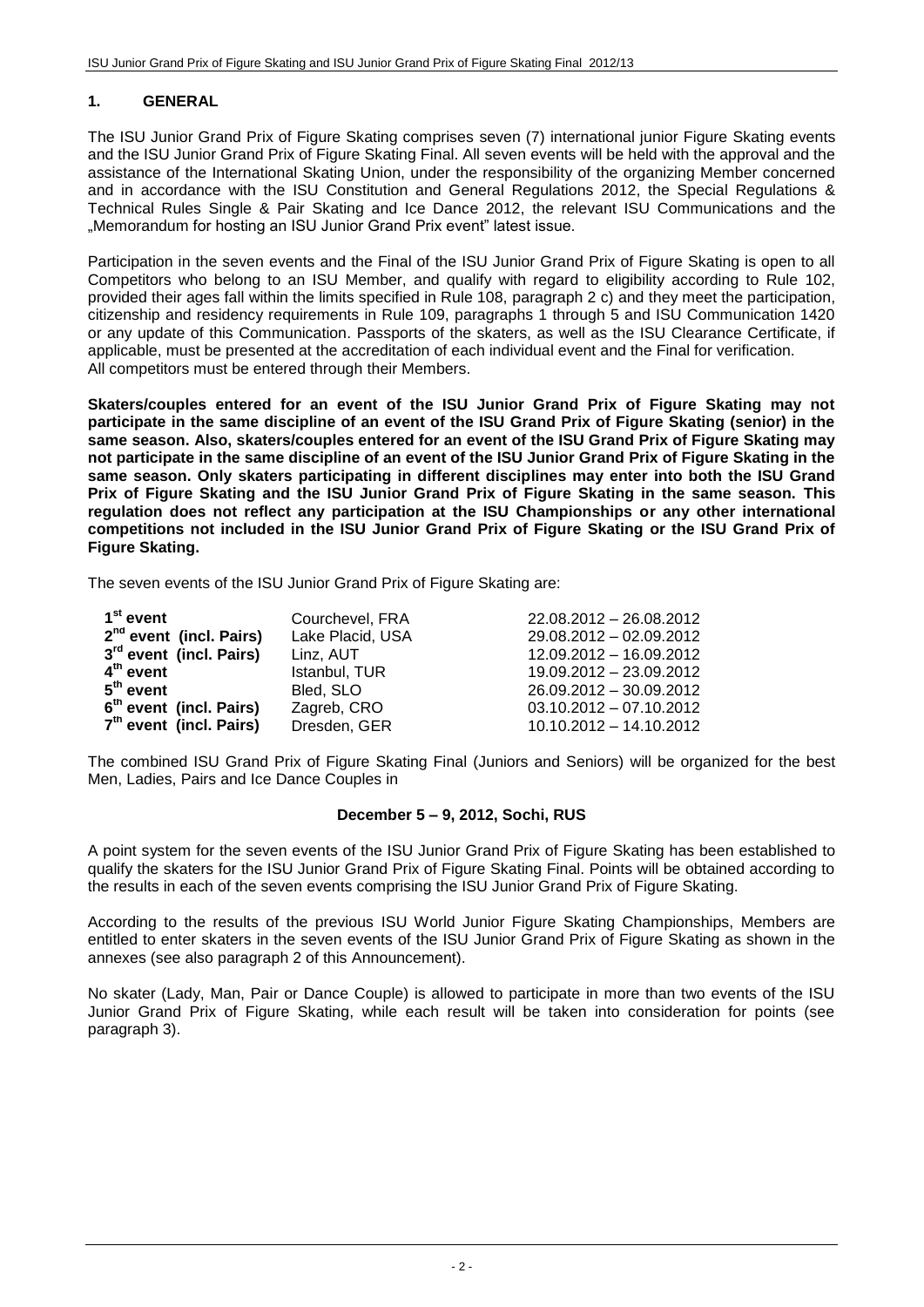## 1. GENERAL

The ISU Junior Grand Prix of Figure Skating comprises seven (7) international junior Figure Skating events and the ISU Junior Grand Prix of Figure Skating Final. All seven events will be held with the approval and the assistance of the International Skating Union, under the responsibility of the organizing Member concerned and in accordance with the ISU Constitution and General Regulations 2012, the Special Regulations & Technical Rules Single & Pair Skating and Ice Dance 2012, the relevant ISU Communications and the „Memorandum for hosting an ISU Junior Grand Prix event" latest issue.

Participation in the seven events and the Final of the ISU Junior Grand Prix of Figure Skating is open to all Competitors who belong to an ISU Member, and qualify with regard to eligibility according to Rule 102, provided their ages fall within the limits specified in Rule 108, paragraph 2 c) and they meet the participation, citizenship and residency requirements in Rule 109, paragraphs 1 through 5 and ISU Communication 1420 or any update of this Communication. Passports of the skaters, as well as the ISU Clearance Certificate, if applicable, must be presented at the accreditation of each individual event and the Final for verification. All competitors must be entered through their Members.

**Skaters/couples entered for an event of the ISU Junior Grand Prix of Figure Skating may not participate in the same discipline of an event of the ISU Grand Prix of Figure Skating (senior) in the same season. Also, skaters/couples entered for an event of the ISU Grand Prix of Figure Skating may not participate in the same discipline of an event of the ISU Junior Grand Prix of Figure Skating in the same season. Only skaters participating in different disciplines may enter into both the ISU Grand Prix of Figure Skating and the ISU Junior Grand Prix of Figure Skating in the same season. This regulation does not reflect any participation at the ISU Championships or any other international competitions not included in the ISU Junior Grand Prix of Figure Skating or the ISU Grand Prix of Figure Skating.**

The seven events of the ISU Junior Grand Prix of Figure Skating are:

| | | |
|---|---|---|
| **1st event** | Courchevel, FRA | 22.08.2012 – 26.08.2012 |
| **2nd event (incl. Pairs)** | Lake Placid, USA | 29.08.2012 – 02.09.2012 |
| **3rd event (incl. Pairs)** | Linz, AUT | 12.09.2012 – 16.09.2012 |
| **4th event** | Istanbul, TUR | 19.09.2012 – 23.09.2012 |
| **5th event** | Bled, SLO | 26.09.2012 – 30.09.2012 |
| **6th event (incl. Pairs)** | Zagreb, CRO | 03.10.2012 – 07.10.2012 |
| **7th event (incl. Pairs)** | Dresden, GER | 10.10.2012 – 14.10.2012 |

The combined ISU Grand Prix of Figure Skating Final (Juniors and Seniors) will be organized for the best Men, Ladies, Pairs and Ice Dance Couples in

**December 5 – 9, 2012, Sochi, RUS**

A point system for the seven events of the ISU Junior Grand Prix of Figure Skating has been established to qualify the skaters for the ISU Junior Grand Prix of Figure Skating Final. Points will be obtained according to the results in each of the seven events comprising the ISU Junior Grand Prix of Figure Skating.

According to the results of the previous ISU World Junior Figure Skating Championships, Members are entitled to enter skaters in the seven events of the ISU Junior Grand Prix of Figure Skating as shown in the annexes (see also paragraph 2 of this Announcement).

No skater (Lady, Man, Pair or Dance Couple) is allowed to participate in more than two events of the ISU Junior Grand Prix of Figure Skating, while each result will be taken into consideration for points (see paragraph 3).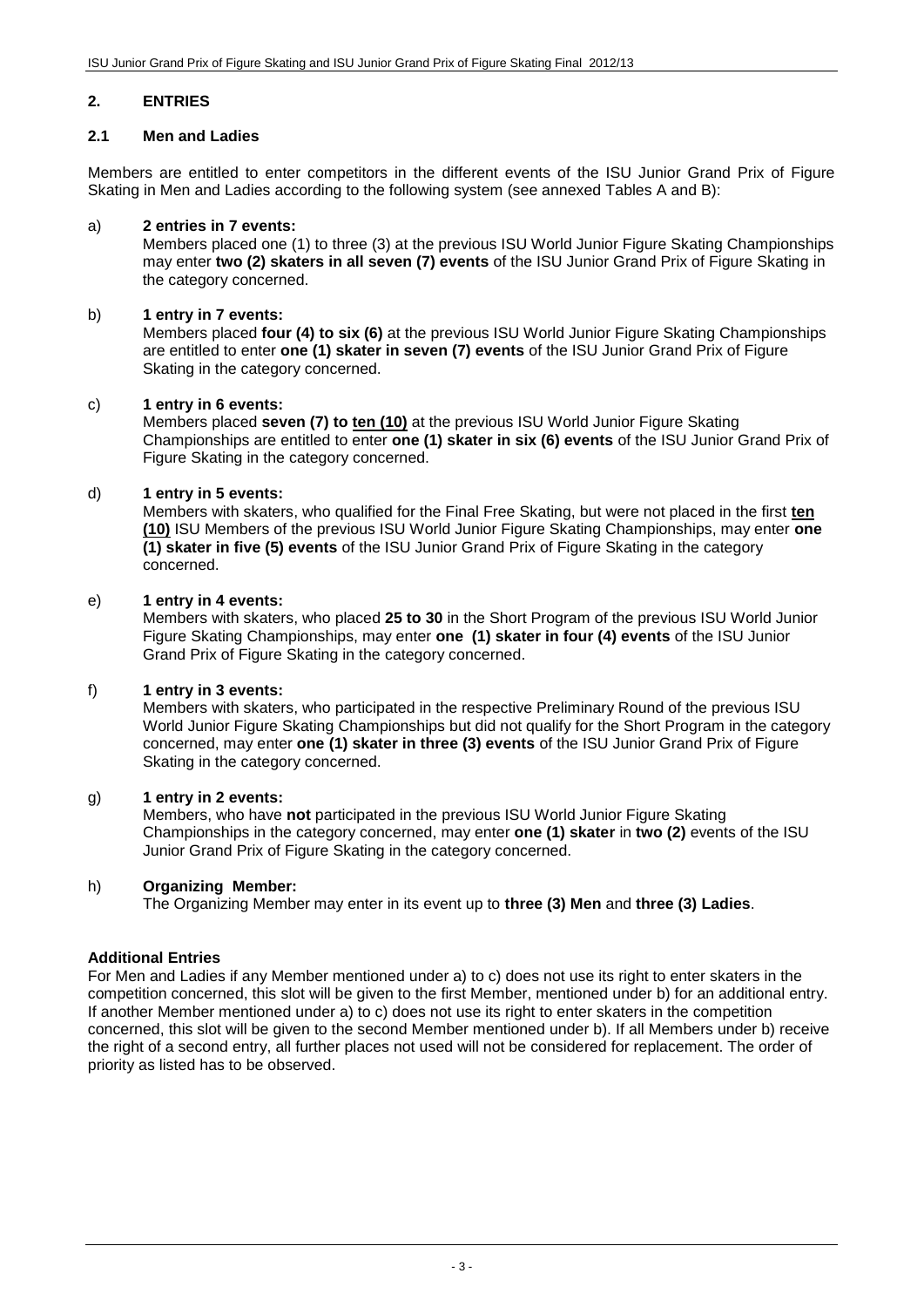## 2. ENTRIES

### 2.1 Men and Ladies

Members are entitled to enter competitors in the different events of the ISU Junior Grand Prix of Figure Skating in Men and Ladies according to the following system (see annexed Tables A and B):

a) **2 entries in 7 events:**
Members placed one (1) to three (3) at the previous ISU World Junior Figure Skating Championships may enter **two (2) skaters in all seven (7) events** of the ISU Junior Grand Prix of Figure Skating in the category concerned.

b) **1 entry in 7 events:**
Members placed **four (4) to six (6)** at the previous ISU World Junior Figure Skating Championships are entitled to enter **one (1) skater in seven (7) events** of the ISU Junior Grand Prix of Figure Skating in the category concerned.

c) **1 entry in 6 events:**
Members placed **seven (7) to <u>ten (10)</u>** at the previous ISU World Junior Figure Skating Championships are entitled to enter **one (1) skater in six (6) events** of the ISU Junior Grand Prix of Figure Skating in the category concerned.

d) **1 entry in 5 events:**
Members with skaters, who qualified for the Final Free Skating, but were not placed in the first **<u>ten (10)</u>** ISU Members of the previous ISU World Junior Figure Skating Championships, may enter **one (1) skater in five (5) events** of the ISU Junior Grand Prix of Figure Skating in the category concerned.

e) **1 entry in 4 events:**
Members with skaters, who placed **25 to 30** in the Short Program of the previous ISU World Junior Figure Skating Championships, may enter **one (1) skater in four (4) events** of the ISU Junior Grand Prix of Figure Skating in the category concerned.

f) **1 entry in 3 events:**
Members with skaters, who participated in the respective Preliminary Round of the previous ISU World Junior Figure Skating Championships but did not qualify for the Short Program in the category concerned, may enter **one (1) skater in three (3) events** of the ISU Junior Grand Prix of Figure Skating in the category concerned.

g) **1 entry in 2 events:**
Members, who have **not** participated in the previous ISU World Junior Figure Skating Championships in the category concerned, may enter **one (1) skater** in **two (2)** events of the ISU Junior Grand Prix of Figure Skating in the category concerned.

h) **Organizing Member:**
The Organizing Member may enter in its event up to **three (3) Men** and **three (3) Ladies**.

**Additional Entries**
For Men and Ladies if any Member mentioned under a) to c) does not use its right to enter skaters in the competition concerned, this slot will be given to the first Member, mentioned under b) for an additional entry. If another Member mentioned under a) to c) does not use its right to enter skaters in the competition concerned, this slot will be given to the second Member mentioned under b). If all Members under b) receive the right of a second entry, all further places not used will not be considered for replacement. The order of priority as listed has to be observed.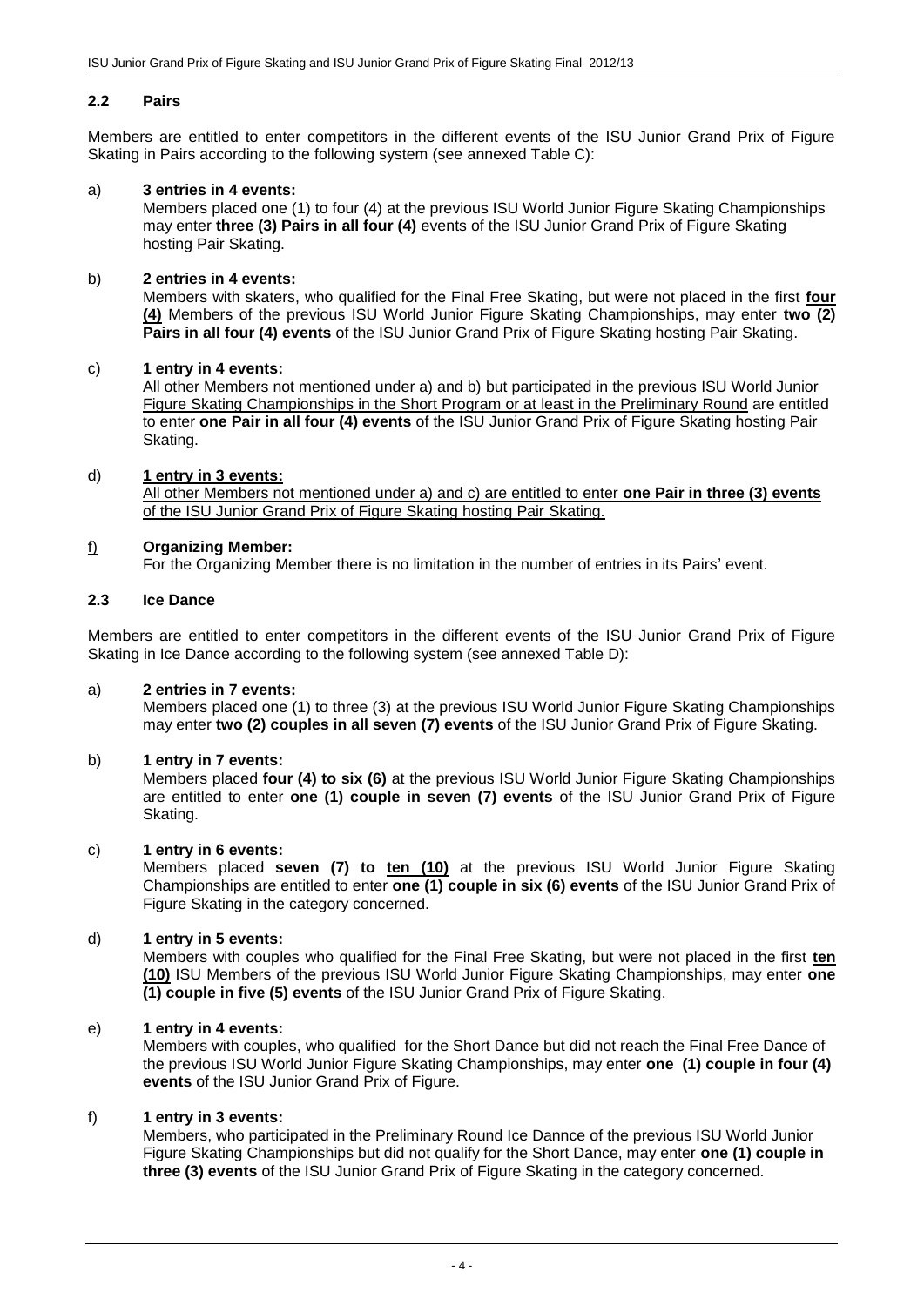### 2.2 Pairs

Members are entitled to enter competitors in the different events of the ISU Junior Grand Prix of Figure Skating in Pairs according to the following system (see annexed Table C):

a) **3 entries in 4 events:**
Members placed one (1) to four (4) at the previous ISU World Junior Figure Skating Championships may enter **three (3) Pairs in all four (4)** events of the ISU Junior Grand Prix of Figure Skating hosting Pair Skating.

b) **2 entries in 4 events:**
Members with skaters, who qualified for the Final Free Skating, but were not placed in the first **four (4)** Members of the previous ISU World Junior Figure Skating Championships, may enter **two (2) Pairs in all four (4) events** of the ISU Junior Grand Prix of Figure Skating hosting Pair Skating.

c) **1 entry in 4 events:**
All other Members not mentioned under a) and b) but participated in the previous ISU World Junior Figure Skating Championships in the Short Program or at least in the Preliminary Round are entitled to enter **one Pair in all four (4) events** of the ISU Junior Grand Prix of Figure Skating hosting Pair Skating.

d) **1 entry in 3 events:**
All other Members not mentioned under a) and c) are entitled to enter **one Pair in three (3) events** of the ISU Junior Grand Prix of Figure Skating hosting Pair Skating.

f) **Organizing Member:**
For the Organizing Member there is no limitation in the number of entries in its Pairs' event.

### 2.3 Ice Dance

Members are entitled to enter competitors in the different events of the ISU Junior Grand Prix of Figure Skating in Ice Dance according to the following system (see annexed Table D):

a) **2 entries in 7 events:**
Members placed one (1) to three (3) at the previous ISU World Junior Figure Skating Championships may enter **two (2) couples in all seven (7) events** of the ISU Junior Grand Prix of Figure Skating.

b) **1 entry in 7 events:**
Members placed **four (4) to six (6)** at the previous ISU World Junior Figure Skating Championships are entitled to enter **one (1) couple in seven (7) events** of the ISU Junior Grand Prix of Figure Skating.

c) **1 entry in 6 events:**
Members placed **seven (7) to ten (10)** at the previous ISU World Junior Figure Skating Championships are entitled to enter **one (1) couple in six (6) events** of the ISU Junior Grand Prix of Figure Skating in the category concerned.

d) **1 entry in 5 events:**
Members with couples who qualified for the Final Free Skating, but were not placed in the first **ten (10)** ISU Members of the previous ISU World Junior Figure Skating Championships, may enter **one (1) couple in five (5) events** of the ISU Junior Grand Prix of Figure Skating.

e) **1 entry in 4 events:**
Members with couples, who qualified for the Short Dance but did not reach the Final Free Dance of the previous ISU World Junior Figure Skating Championships, may enter **one (1) couple in four (4) events** of the ISU Junior Grand Prix of Figure.

f) **1 entry in 3 events:**
Members, who participated in the Preliminary Round Ice Dannce of the previous ISU World Junior Figure Skating Championships but did not qualify for the Short Dance, may enter **one (1) couple in three (3) events** of the ISU Junior Grand Prix of Figure Skating in the category concerned.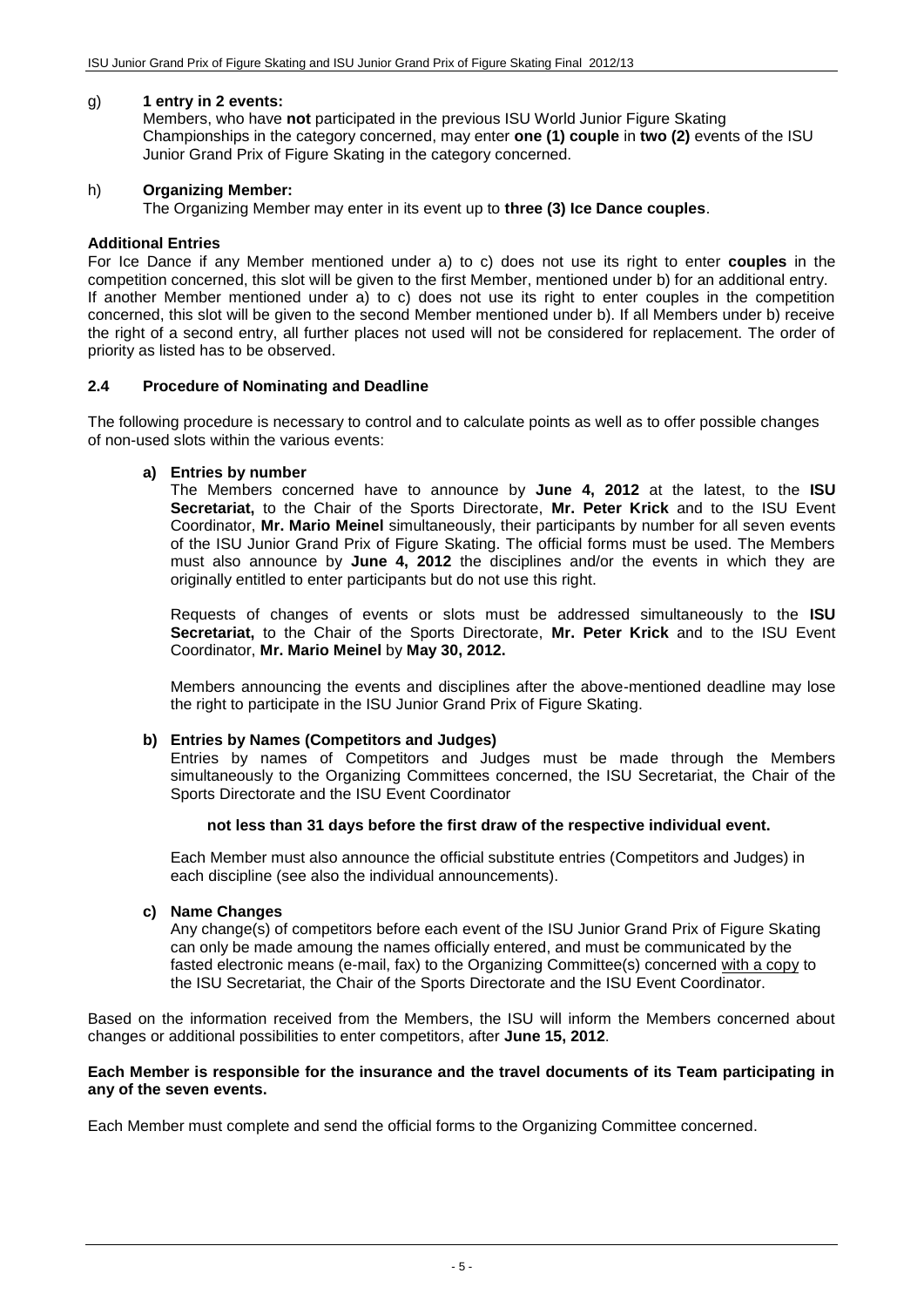g) **1 entry in 2 events:**
Members, who have **not** participated in the previous ISU World Junior Figure Skating Championships in the category concerned, may enter **one (1) couple** in **two (2)** events of the ISU Junior Grand Prix of Figure Skating in the category concerned.

h) **Organizing Member:**
The Organizing Member may enter in its event up to **three (3) Ice Dance couples**.

**Additional Entries**

For Ice Dance if any Member mentioned under a) to c) does not use its right to enter **couples** in the competition concerned, this slot will be given to the first Member, mentioned under b) for an additional entry. If another Member mentioned under a) to c) does not use its right to enter couples in the competition concerned, this slot will be given to the second Member mentioned under b). If all Members under b) receive the right of a second entry, all further places not used will not be considered for replacement. The order of priority as listed has to be observed.

### 2.4 Procedure of Nominating and Deadline

The following procedure is necessary to control and to calculate points as well as to offer possible changes of non-used slots within the various events:

**a) Entries by number**

The Members concerned have to announce by **June 4, 2012** at the latest, to the **ISU Secretariat,** to the Chair of the Sports Directorate, **Mr. Peter Krick** and to the ISU Event Coordinator, **Mr. Mario Meinel** simultaneously, their participants by number for all seven events of the ISU Junior Grand Prix of Figure Skating. The official forms must be used. The Members must also announce by **June 4, 2012** the disciplines and/or the events in which they are originally entitled to enter participants but do not use this right.

Requests of changes of events or slots must be addressed simultaneously to the **ISU Secretariat,** to the Chair of the Sports Directorate, **Mr. Peter Krick** and to the ISU Event Coordinator, **Mr. Mario Meinel** by **May 30, 2012.**

Members announcing the events and disciplines after the above-mentioned deadline may lose the right to participate in the ISU Junior Grand Prix of Figure Skating.

**b) Entries by Names (Competitors and Judges)**

Entries by names of Competitors and Judges must be made through the Members simultaneously to the Organizing Committees concerned, the ISU Secretariat, the Chair of the Sports Directorate and the ISU Event Coordinator

**not less than 31 days before the first draw of the respective individual event.**

Each Member must also announce the official substitute entries (Competitors and Judges) in each discipline (see also the individual announcements).

**c) Name Changes**

Any change(s) of competitors before each event of the ISU Junior Grand Prix of Figure Skating can only be made amoung the names officially entered, and must be communicated by the fasted electronic means (e-mail, fax) to the Organizing Committee(s) concerned with a copy to the ISU Secretariat, the Chair of the Sports Directorate and the ISU Event Coordinator.

Based on the information received from the Members, the ISU will inform the Members concerned about changes or additional possibilities to enter competitors, after **June 15, 2012**.

**Each Member is responsible for the insurance and the travel documents of its Team participating in any of the seven events.**

Each Member must complete and send the official forms to the Organizing Committee concerned.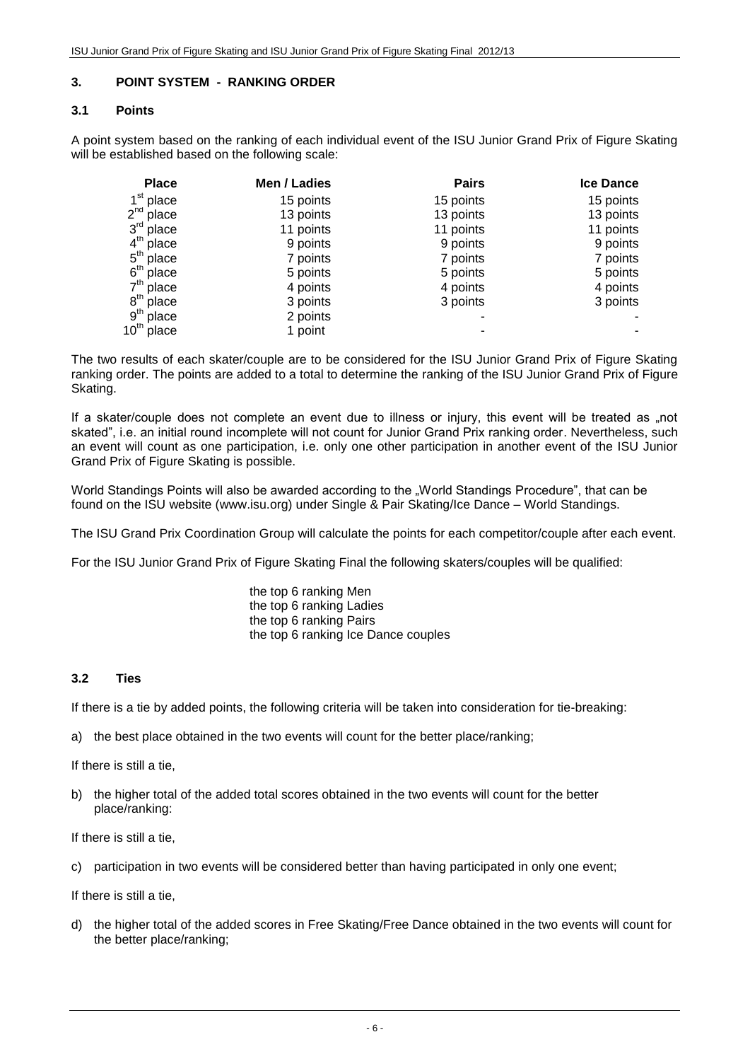## 3. POINT SYSTEM - RANKING ORDER

### 3.1 Points

A point system based on the ranking of each individual event of the ISU Junior Grand Prix of Figure Skating will be established based on the following scale:

| Place | Men / Ladies | Pairs | Ice Dance |
|---|---|---|---|
| 1st place | 15 points | 15 points | 15 points |
| 2nd place | 13 points | 13 points | 13 points |
| 3rd place | 11 points | 11 points | 11 points |
| 4th place | 9 points | 9 points | 9 points |
| 5th place | 7 points | 7 points | 7 points |
| 6th place | 5 points | 5 points | 5 points |
| 7th place | 4 points | 4 points | 4 points |
| 8th place | 3 points | 3 points | 3 points |
| 9th place | 2 points | - | - |
| 10th place | 1 point | - | - |

The two results of each skater/couple are to be considered for the ISU Junior Grand Prix of Figure Skating ranking order. The points are added to a total to determine the ranking of the ISU Junior Grand Prix of Figure Skating.

If a skater/couple does not complete an event due to illness or injury, this event will be treated as „not skated", i.e. an initial round incomplete will not count for Junior Grand Prix ranking order. Nevertheless, such an event will count as one participation, i.e. only one other participation in another event of the ISU Junior Grand Prix of Figure Skating is possible.

World Standings Points will also be awarded according to the „World Standings Procedure", that can be found on the ISU website (www.isu.org) under Single & Pair Skating/Ice Dance – World Standings.

The ISU Grand Prix Coordination Group will calculate the points for each competitor/couple after each event.

For the ISU Junior Grand Prix of Figure Skating Final the following skaters/couples will be qualified:

the top 6 ranking Men
the top 6 ranking Ladies
the top 6 ranking Pairs
the top 6 ranking Ice Dance couples

### 3.2 Ties

If there is a tie by added points, the following criteria will be taken into consideration for tie-breaking:

a) the best place obtained in the two events will count for the better place/ranking;

If there is still a tie,

b) the higher total of the added total scores obtained in the two events will count for the better place/ranking:

If there is still a tie,

c) participation in two events will be considered better than having participated in only one event;

If there is still a tie,

d) the higher total of the added scores in Free Skating/Free Dance obtained in the two events will count for the better place/ranking;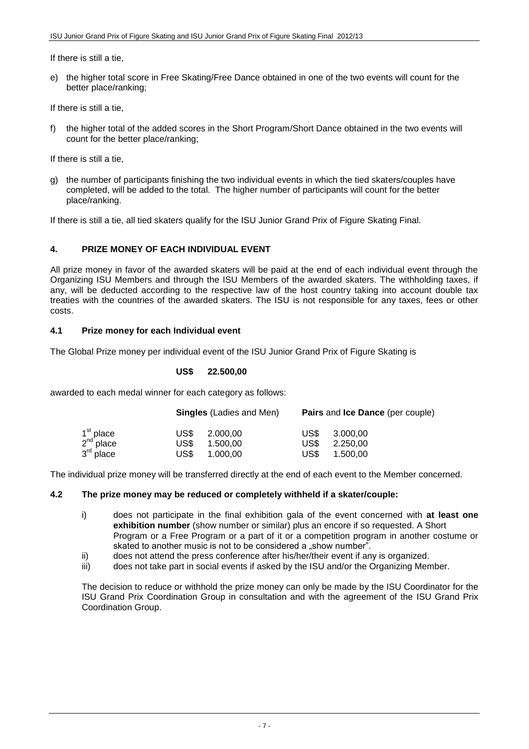If there is still a tie,

e) the higher total score in Free Skating/Free Dance obtained in one of the two events will count for the better place/ranking;

If there is still a tie,

f) the higher total of the added scores in the Short Program/Short Dance obtained in the two events will count for the better place/ranking;

If there is still a tie,

g) the number of participants finishing the two individual events in which the tied skaters/couples have completed, will be added to the total. The higher number of participants will count for the better place/ranking.

If there is still a tie, all tied skaters qualify for the ISU Junior Grand Prix of Figure Skating Final.

## 4. PRIZE MONEY OF EACH INDIVIDUAL EVENT

All prize money in favor of the awarded skaters will be paid at the end of each individual event through the Organizing ISU Members and through the ISU Members of the awarded skaters. The withholding taxes, if any, will be deducted according to the respective law of the host country taking into account double tax treaties with the countries of the awarded skaters. The ISU is not responsible for any taxes, fees or other costs.

### 4.1 Prize money for each Individual event

The Global Prize money per individual event of the ISU Junior Grand Prix of Figure Skating is

**US$ 22.500,00**

awarded to each medal winner for each category as follows:

| | **Singles** (Ladies and Men) | **Pairs** and **Ice Dance** (per couple) |
|---|---|---|
| 1st place | US$ 2.000,00 | US$ 3.000,00 |
| 2nd place | US$ 1.500,00 | US$ 2.250,00 |
| 3rd place | US$ 1.000,00 | US$ 1.500,00 |

The individual prize money will be transferred directly at the end of each event to the Member concerned.

### 4.2 The prize money may be reduced or completely withheld if a skater/couple:

i) does not participate in the final exhibition gala of the event concerned with **at least one exhibition number** (show number or similar) plus an encore if so requested. A Short Program or a Free Program or a part of it or a competition program in another costume or skated to another music is not to be considered a „show number".

ii) does not attend the press conference after his/her/their event if any is organized.

iii) does not take part in social events if asked by the ISU and/or the Organizing Member.

The decision to reduce or withhold the prize money can only be made by the ISU Coordinator for the ISU Grand Prix Coordination Group in consultation and with the agreement of the ISU Grand Prix Coordination Group.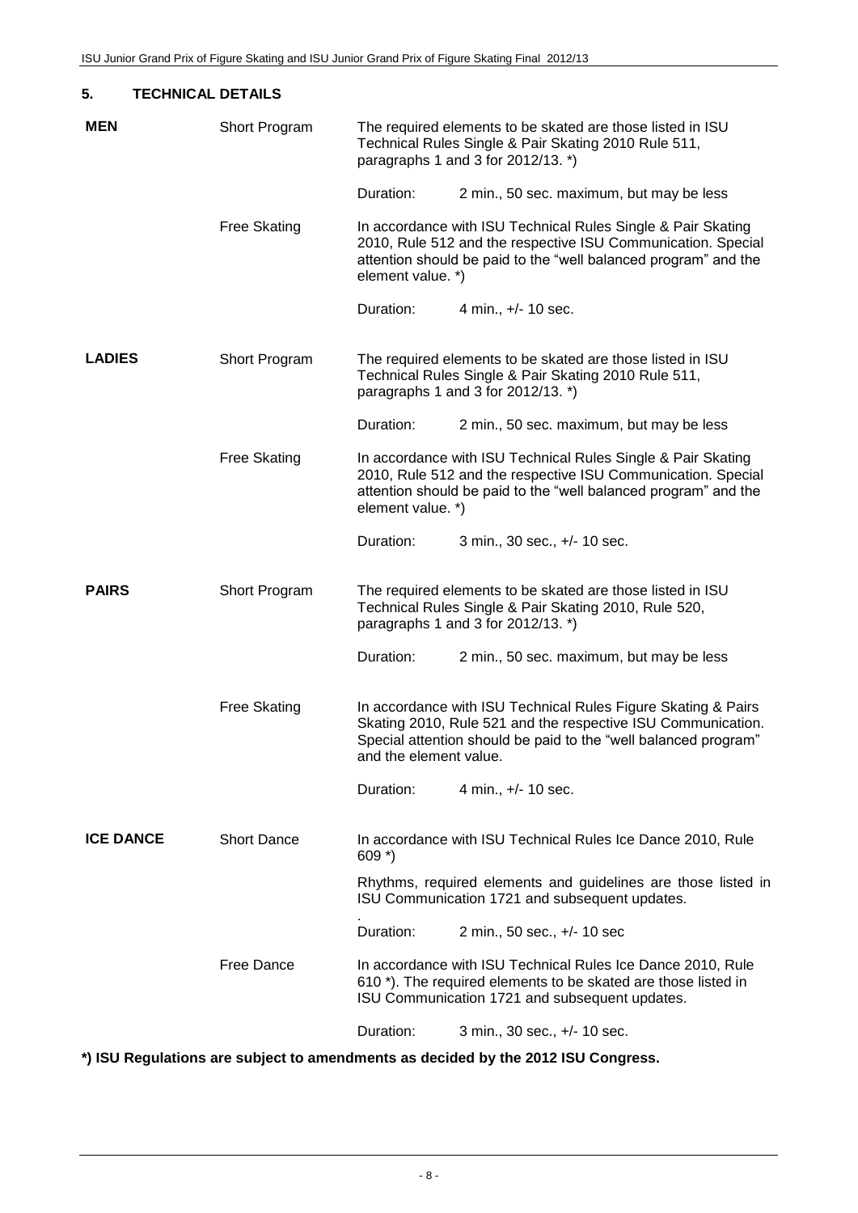## 5. TECHNICAL DETAILS

| | | |
|---|---|---|
| **MEN** | Short Program | The required elements to be skated are those listed in ISU Technical Rules Single & Pair Skating 2010 Rule 511, paragraphs 1 and 3 for 2012/13. *)<br><br>Duration: 2 min., 50 sec. maximum, but may be less |
| | Free Skating | In accordance with ISU Technical Rules Single & Pair Skating 2010, Rule 512 and the respective ISU Communication. Special attention should be paid to the "well balanced program" and the element value. *)<br><br>Duration: 4 min., +/- 10 sec. |
| **LADIES** | Short Program | The required elements to be skated are those listed in ISU Technical Rules Single & Pair Skating 2010 Rule 511, paragraphs 1 and 3 for 2012/13. *)<br><br>Duration: 2 min., 50 sec. maximum, but may be less |
| | Free Skating | In accordance with ISU Technical Rules Single & Pair Skating 2010, Rule 512 and the respective ISU Communication. Special attention should be paid to the "well balanced program" and the element value. *)<br><br>Duration: 3 min., 30 sec., +/- 10 sec. |
| **PAIRS** | Short Program | The required elements to be skated are those listed in ISU Technical Rules Single & Pair Skating 2010, Rule 520, paragraphs 1 and 3 for 2012/13. *)<br><br>Duration: 2 min., 50 sec. maximum, but may be less |
| | Free Skating | In accordance with ISU Technical Rules Figure Skating & Pairs Skating 2010, Rule 521 and the respective ISU Communication. Special attention should be paid to the "well balanced program" and the element value.<br><br>Duration: 4 min., +/- 10 sec. |
| **ICE DANCE** | Short Dance | In accordance with ISU Technical Rules Ice Dance 2010, Rule 609 *)<br><br>Rhythms, required elements and guidelines are those listed in ISU Communication 1721 and subsequent updates.<br>.<br>Duration: 2 min., 50 sec., +/- 10 sec |
| | Free Dance | In accordance with ISU Technical Rules Ice Dance 2010, Rule 610 *). The required elements to be skated are those listed in ISU Communication 1721 and subsequent updates.<br><br>Duration: 3 min., 30 sec., +/- 10 sec. |

**\*) ISU Regulations are subject to amendments as decided by the 2012 ISU Congress.**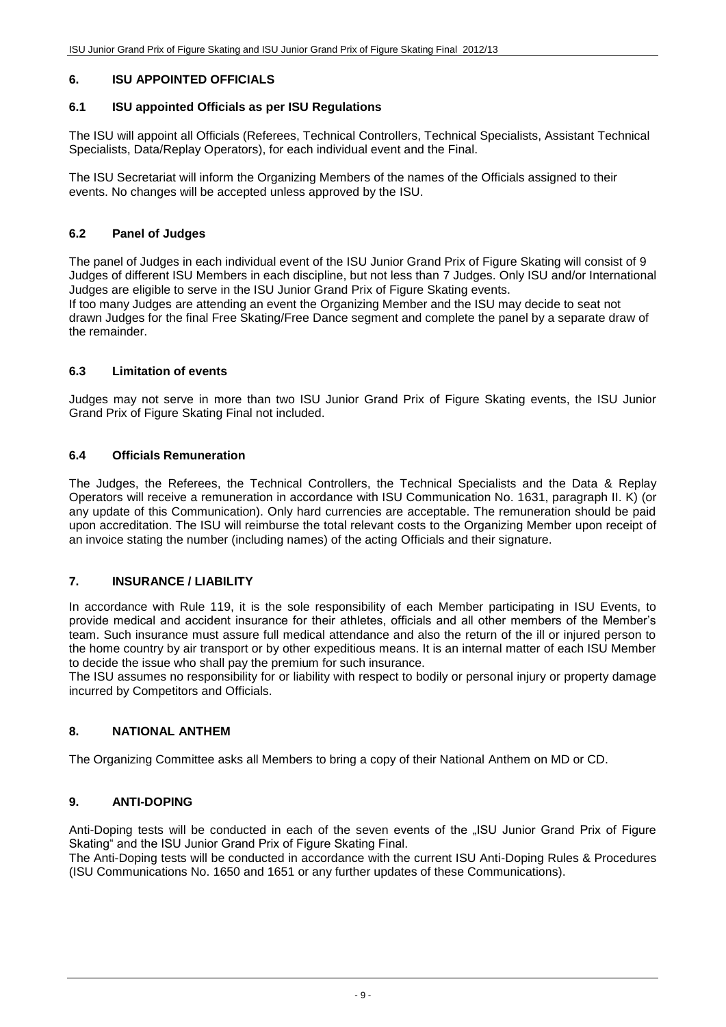## 6. ISU APPOINTED OFFICIALS

### 6.1 ISU appointed Officials as per ISU Regulations

The ISU will appoint all Officials (Referees, Technical Controllers, Technical Specialists, Assistant Technical Specialists, Data/Replay Operators), for each individual event and the Final.

The ISU Secretariat will inform the Organizing Members of the names of the Officials assigned to their events. No changes will be accepted unless approved by the ISU.

### 6.2 Panel of Judges

The panel of Judges in each individual event of the ISU Junior Grand Prix of Figure Skating will consist of 9 Judges of different ISU Members in each discipline, but not less than 7 Judges. Only ISU and/or International Judges are eligible to serve in the ISU Junior Grand Prix of Figure Skating events.
If too many Judges are attending an event the Organizing Member and the ISU may decide to seat not drawn Judges for the final Free Skating/Free Dance segment and complete the panel by a separate draw of the remainder.

### 6.3 Limitation of events

Judges may not serve in more than two ISU Junior Grand Prix of Figure Skating events, the ISU Junior Grand Prix of Figure Skating Final not included.

### 6.4 Officials Remuneration

The Judges, the Referees, the Technical Controllers, the Technical Specialists and the Data & Replay Operators will receive a remuneration in accordance with ISU Communication No. 1631, paragraph II. K) (or any update of this Communication). Only hard currencies are acceptable. The remuneration should be paid upon accreditation. The ISU will reimburse the total relevant costs to the Organizing Member upon receipt of an invoice stating the number (including names) of the acting Officials and their signature.

## 7. INSURANCE / LIABILITY

In accordance with Rule 119, it is the sole responsibility of each Member participating in ISU Events, to provide medical and accident insurance for their athletes, officials and all other members of the Member's team. Such insurance must assure full medical attendance and also the return of the ill or injured person to the home country by air transport or by other expeditious means. It is an internal matter of each ISU Member to decide the issue who shall pay the premium for such insurance.
The ISU assumes no responsibility for or liability with respect to bodily or personal injury or property damage incurred by Competitors and Officials.

## 8. NATIONAL ANTHEM

The Organizing Committee asks all Members to bring a copy of their National Anthem on MD or CD.

## 9. ANTI-DOPING

Anti-Doping tests will be conducted in each of the seven events of the „ISU Junior Grand Prix of Figure Skating" and the ISU Junior Grand Prix of Figure Skating Final.
The Anti-Doping tests will be conducted in accordance with the current ISU Anti-Doping Rules & Procedures (ISU Communications No. 1650 and 1651 or any further updates of these Communications).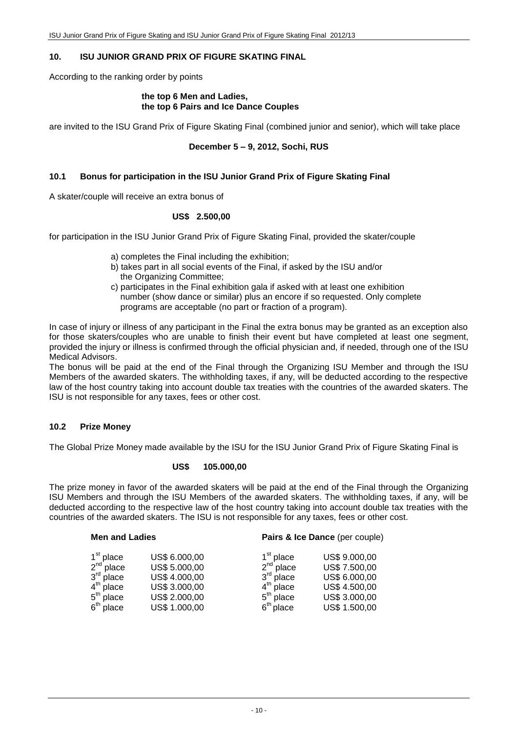## 10. ISU JUNIOR GRAND PRIX OF FIGURE SKATING FINAL

According to the ranking order by points

**the top 6 Men and Ladies,**
**the top 6 Pairs and Ice Dance Couples**

are invited to the ISU Grand Prix of Figure Skating Final (combined junior and senior), which will take place

**December 5 – 9, 2012, Sochi, RUS**

### 10.1 Bonus for participation in the ISU Junior Grand Prix of Figure Skating Final

A skater/couple will receive an extra bonus of

**US$ 2.500,00**

for participation in the ISU Junior Grand Prix of Figure Skating Final, provided the skater/couple

a) completes the Final including the exhibition;
b) takes part in all social events of the Final, if asked by the ISU and/or the Organizing Committee;
c) participates in the Final exhibition gala if asked with at least one exhibition number (show dance or similar) plus an encore if so requested. Only complete programs are acceptable (no part or fraction of a program).

In case of injury or illness of any participant in the Final the extra bonus may be granted as an exception also for those skaters/couples who are unable to finish their event but have completed at least one segment, provided the injury or illness is confirmed through the official physician and, if needed, through one of the ISU Medical Advisors.
The bonus will be paid at the end of the Final through the Organizing ISU Member and through the ISU Members of the awarded skaters. The withholding taxes, if any, will be deducted according to the respective law of the host country taking into account double tax treaties with the countries of the awarded skaters. The ISU is not responsible for any taxes, fees or other cost.

### 10.2 Prize Money

The Global Prize Money made available by the ISU for the ISU Junior Grand Prix of Figure Skating Final is

**US$ 105.000,00**

The prize money in favor of the awarded skaters will be paid at the end of the Final through the Organizing ISU Members and through the ISU Members of the awarded skaters. The withholding taxes, if any, will be deducted according to the respective law of the host country taking into account double tax treaties with the countries of the awarded skaters. The ISU is not responsible for any taxes, fees or other cost.

| **Men and Ladies** | | **Pairs & Ice Dance** (per couple) | |
|---|---|---|---|
| 1st place | US$ 6.000,00 | 1st place | US$ 9.000,00 |
| 2nd place | US$ 5.000,00 | 2nd place | US$ 7.500,00 |
| 3rd place | US$ 4.000,00 | 3rd place | US$ 6.000,00 |
| 4th place | US$ 3.000,00 | 4th place | US$ 4.500,00 |
| 5th place | US$ 2.000,00 | 5th place | US$ 3.000,00 |
| 6th place | US$ 1.000,00 | 6th place | US$ 1.500,00 |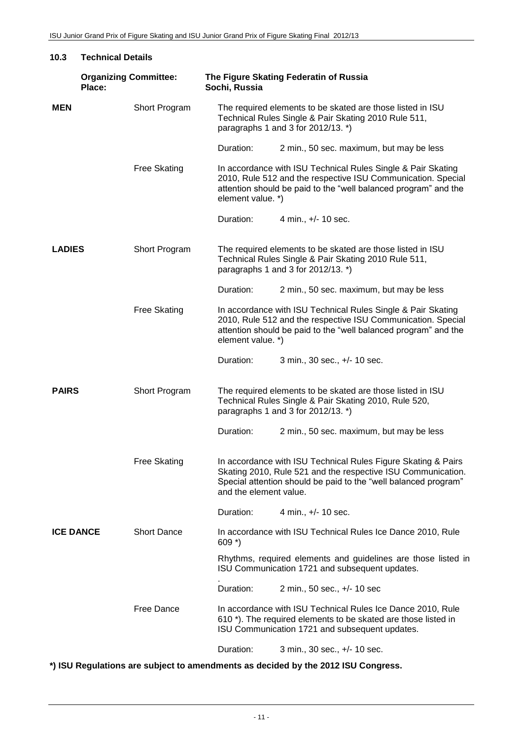## 10.3 Technical Details

**Organizing Committee:** **The Figure Skating Federatin of Russia**
**Place:** **Sochi, Russia**

| | | |
|---|---|---|
| **MEN** | Short Program | The required elements to be skated are those listed in ISU Technical Rules Single & Pair Skating 2010 Rule 511, paragraphs 1 and 3 for 2012/13. *) |
| | | Duration: 2 min., 50 sec. maximum, but may be less |
| | Free Skating | In accordance with ISU Technical Rules Single & Pair Skating 2010, Rule 512 and the respective ISU Communication. Special attention should be paid to the "well balanced program" and the element value. *) |
| | | Duration: 4 min., +/- 10 sec. |
| **LADIES** | Short Program | The required elements to be skated are those listed in ISU Technical Rules Single & Pair Skating 2010 Rule 511, paragraphs 1 and 3 for 2012/13. *) |
| | | Duration: 2 min., 50 sec. maximum, but may be less |
| | Free Skating | In accordance with ISU Technical Rules Single & Pair Skating 2010, Rule 512 and the respective ISU Communication. Special attention should be paid to the "well balanced program" and the element value. *) |
| | | Duration: 3 min., 30 sec., +/- 10 sec. |
| **PAIRS** | Short Program | The required elements to be skated are those listed in ISU Technical Rules Single & Pair Skating 2010, Rule 520, paragraphs 1 and 3 for 2012/13. *) |
| | | Duration: 2 min., 50 sec. maximum, but may be less |
| | Free Skating | In accordance with ISU Technical Rules Figure Skating & Pairs Skating 2010, Rule 521 and the respective ISU Communication. Special attention should be paid to the "well balanced program" and the element value. |
| | | Duration: 4 min., +/- 10 sec. |
| **ICE DANCE** | Short Dance | In accordance with ISU Technical Rules Ice Dance 2010, Rule 609 *) |
| | | Rhythms, required elements and guidelines are those listed in ISU Communication 1721 and subsequent updates. |
| | | Duration: 2 min., 50 sec., +/- 10 sec |
| | Free Dance | In accordance with ISU Technical Rules Ice Dance 2010, Rule 610 *). The required elements to be skated are those listed in ISU Communication 1721 and subsequent updates. |
| | | Duration: 3 min., 30 sec., +/- 10 sec. |

***) ISU Regulations are subject to amendments as decided by the 2012 ISU Congress.**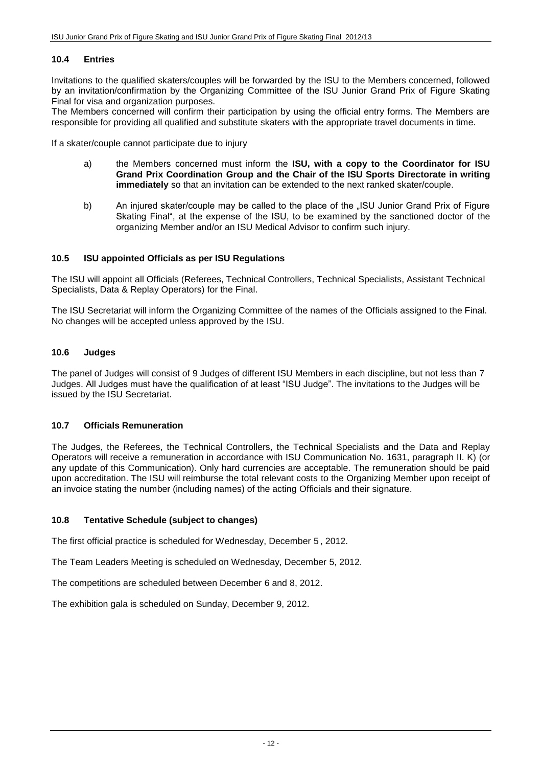## 10.4 Entries

Invitations to the qualified skaters/couples will be forwarded by the ISU to the Members concerned, followed by an invitation/confirmation by the Organizing Committee of the ISU Junior Grand Prix of Figure Skating Final for visa and organization purposes.

The Members concerned will confirm their participation by using the official entry forms. The Members are responsible for providing all qualified and substitute skaters with the appropriate travel documents in time.

If a skater/couple cannot participate due to injury

a) the Members concerned must inform the **ISU, with a copy to the Coordinator for ISU Grand Prix Coordination Group and the Chair of the ISU Sports Directorate in writing immediately** so that an invitation can be extended to the next ranked skater/couple.

b) An injured skater/couple may be called to the place of the „ISU Junior Grand Prix of Figure Skating Final", at the expense of the ISU, to be examined by the sanctioned doctor of the organizing Member and/or an ISU Medical Advisor to confirm such injury.

## 10.5 ISU appointed Officials as per ISU Regulations

The ISU will appoint all Officials (Referees, Technical Controllers, Technical Specialists, Assistant Technical Specialists, Data & Replay Operators) for the Final.

The ISU Secretariat will inform the Organizing Committee of the names of the Officials assigned to the Final. No changes will be accepted unless approved by the ISU.

## 10.6 Judges

The panel of Judges will consist of 9 Judges of different ISU Members in each discipline, but not less than 7 Judges. All Judges must have the qualification of at least "ISU Judge". The invitations to the Judges will be issued by the ISU Secretariat.

## 10.7 Officials Remuneration

The Judges, the Referees, the Technical Controllers, the Technical Specialists and the Data and Replay Operators will receive a remuneration in accordance with ISU Communication No. 1631, paragraph II. K) (or any update of this Communication). Only hard currencies are acceptable. The remuneration should be paid upon accreditation. The ISU will reimburse the total relevant costs to the Organizing Member upon receipt of an invoice stating the number (including names) of the acting Officials and their signature.

## 10.8 Tentative Schedule (subject to changes)

The first official practice is scheduled for Wednesday, December 5 , 2012.

The Team Leaders Meeting is scheduled on Wednesday, December 5, 2012.

The competitions are scheduled between December 6 and 8, 2012.

The exhibition gala is scheduled on Sunday, December 9, 2012.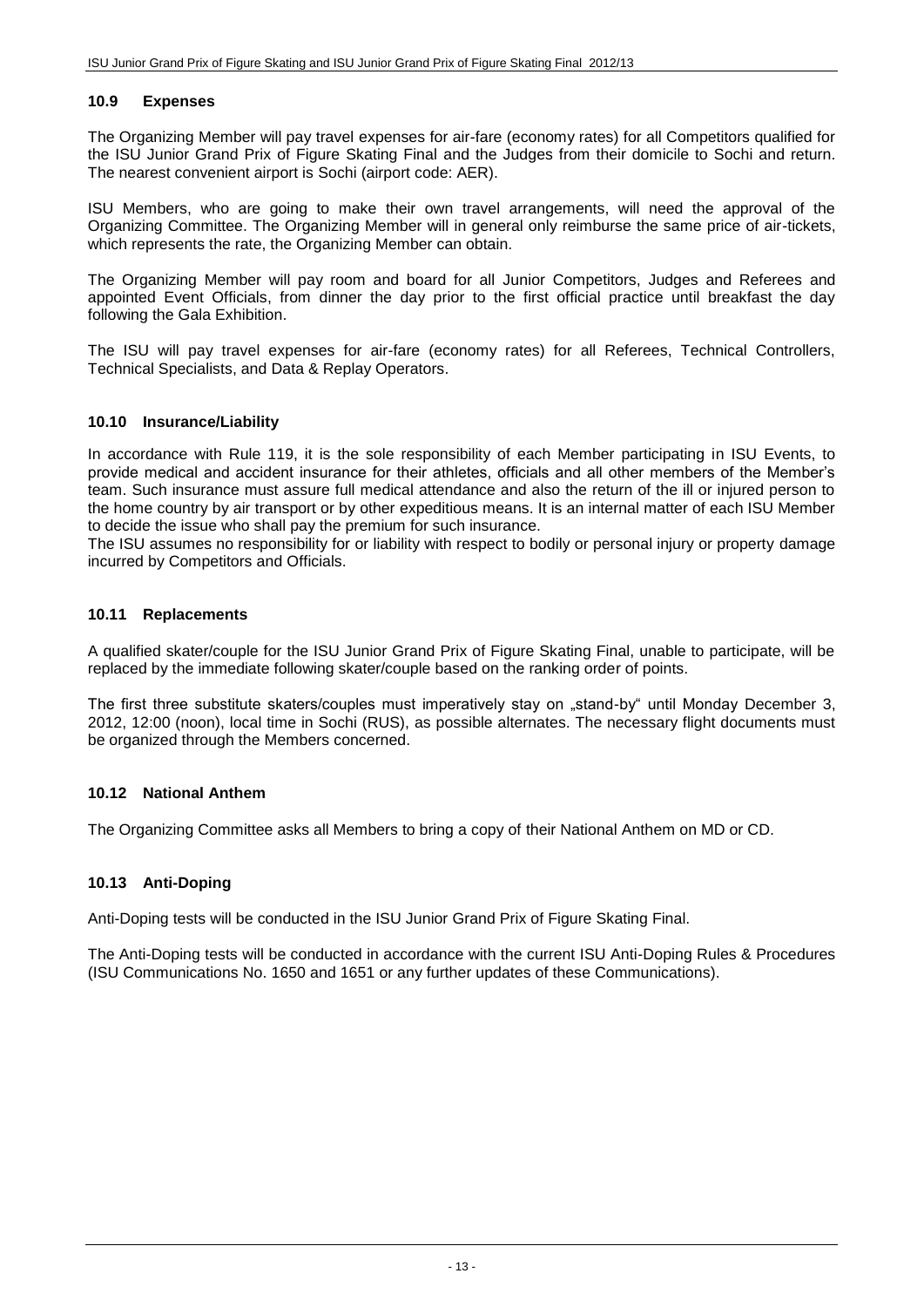### 10.9 Expenses

The Organizing Member will pay travel expenses for air-fare (economy rates) for all Competitors qualified for the ISU Junior Grand Prix of Figure Skating Final and the Judges from their domicile to Sochi and return. The nearest convenient airport is Sochi (airport code: AER).

ISU Members, who are going to make their own travel arrangements, will need the approval of the Organizing Committee. The Organizing Member will in general only reimburse the same price of air-tickets, which represents the rate, the Organizing Member can obtain.

The Organizing Member will pay room and board for all Junior Competitors, Judges and Referees and appointed Event Officials, from dinner the day prior to the first official practice until breakfast the day following the Gala Exhibition.

The ISU will pay travel expenses for air-fare (economy rates) for all Referees, Technical Controllers, Technical Specialists, and Data & Replay Operators.

### 10.10 Insurance/Liability

In accordance with Rule 119, it is the sole responsibility of each Member participating in ISU Events, to provide medical and accident insurance for their athletes, officials and all other members of the Member's team. Such insurance must assure full medical attendance and also the return of the ill or injured person to the home country by air transport or by other expeditious means. It is an internal matter of each ISU Member to decide the issue who shall pay the premium for such insurance.
The ISU assumes no responsibility for or liability with respect to bodily or personal injury or property damage incurred by Competitors and Officials.

### 10.11 Replacements

A qualified skater/couple for the ISU Junior Grand Prix of Figure Skating Final, unable to participate, will be replaced by the immediate following skater/couple based on the ranking order of points.

The first three substitute skaters/couples must imperatively stay on „stand-by" until Monday December 3, 2012, 12:00 (noon), local time in Sochi (RUS), as possible alternates. The necessary flight documents must be organized through the Members concerned.

### 10.12 National Anthem

The Organizing Committee asks all Members to bring a copy of their National Anthem on MD or CD.

### 10.13 Anti-Doping

Anti-Doping tests will be conducted in the ISU Junior Grand Prix of Figure Skating Final.

The Anti-Doping tests will be conducted in accordance with the current ISU Anti-Doping Rules & Procedures (ISU Communications No. 1650 and 1651 or any further updates of these Communications).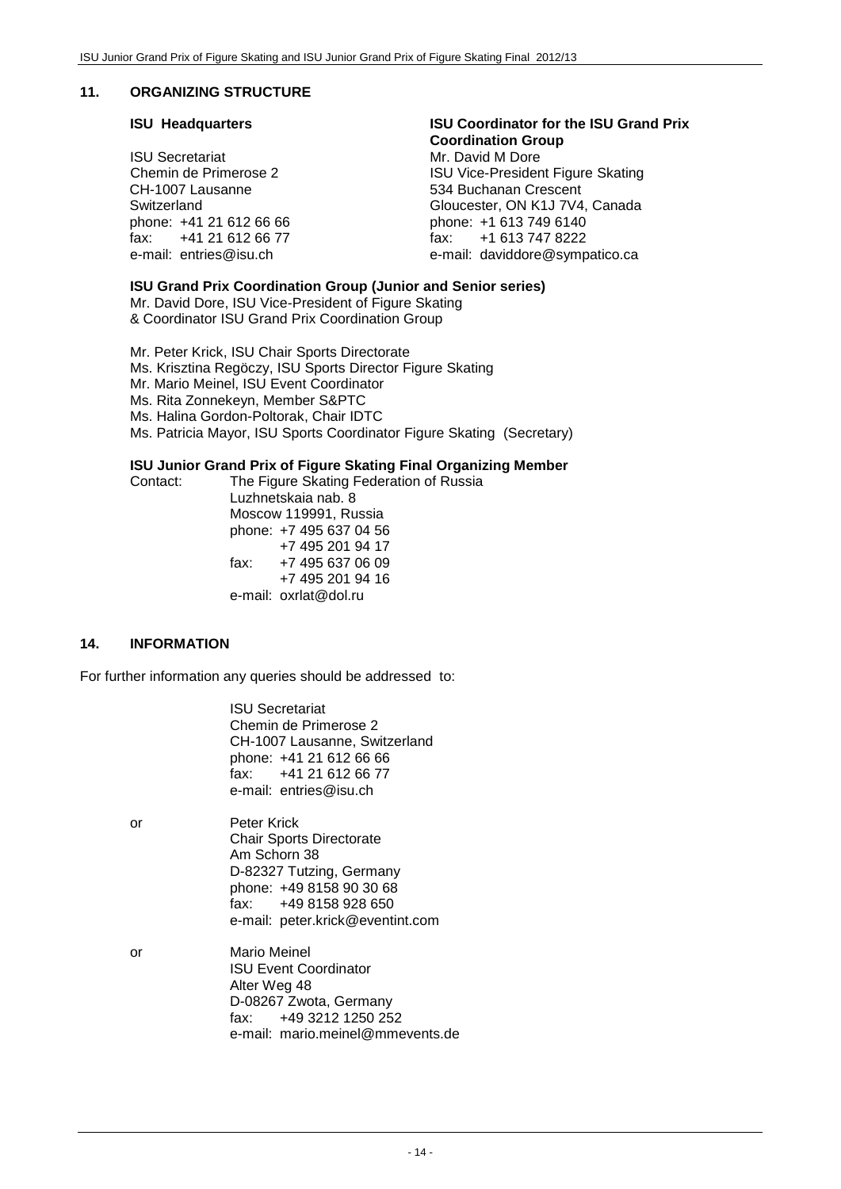## 11. ORGANIZING STRUCTURE

**ISU Headquarters**

ISU Secretariat
Chemin de Primerose 2
CH-1007 Lausanne
Switzerland
phone: +41 21 612 66 66
fax: +41 21 612 66 77
e-mail: entries@isu.ch

**ISU Coordinator for the ISU Grand Prix Coordination Group**

Mr. David M Dore
ISU Vice-President Figure Skating
534 Buchanan Crescent
Gloucester, ON K1J 7V4, Canada
phone: +1 613 749 6140
fax: +1 613 747 8222
e-mail: daviddore@sympatico.ca

**ISU Grand Prix Coordination Group (Junior and Senior series)**

Mr. David Dore, ISU Vice-President of Figure Skating
& Coordinator ISU Grand Prix Coordination Group

Mr. Peter Krick, ISU Chair Sports Directorate
Ms. Krisztina Regöczy, ISU Sports Director Figure Skating
Mr. Mario Meinel, ISU Event Coordinator
Ms. Rita Zonnekeyn, Member S&PTC
Ms. Halina Gordon-Poltorak, Chair IDTC
Ms. Patricia Mayor, ISU Sports Coordinator Figure Skating (Secretary)

**ISU Junior Grand Prix of Figure Skating Final Organizing Member**

Contact: The Figure Skating Federation of Russia
Luzhnetskaia nab. 8
Moscow 119991, Russia
phone: +7 495 637 04 56
+7 495 201 94 17
fax: +7 495 637 06 09
+7 495 201 94 16
e-mail: oxrlat@dol.ru

## 14. INFORMATION

For further information any queries should be addressed to:

ISU Secretariat
Chemin de Primerose 2
CH-1007 Lausanne, Switzerland
phone: +41 21 612 66 66
fax: +41 21 612 66 77
e-mail: entries@isu.ch

or

Peter Krick
Chair Sports Directorate
Am Schorn 38
D-82327 Tutzing, Germany
phone: +49 8158 90 30 68
fax: +49 8158 928 650
e-mail: peter.krick@eventint.com

or

Mario Meinel
ISU Event Coordinator
Alter Weg 48
D-08267 Zwota, Germany
fax: +49 3212 1250 252
e-mail: mario.meinel@mmevents.de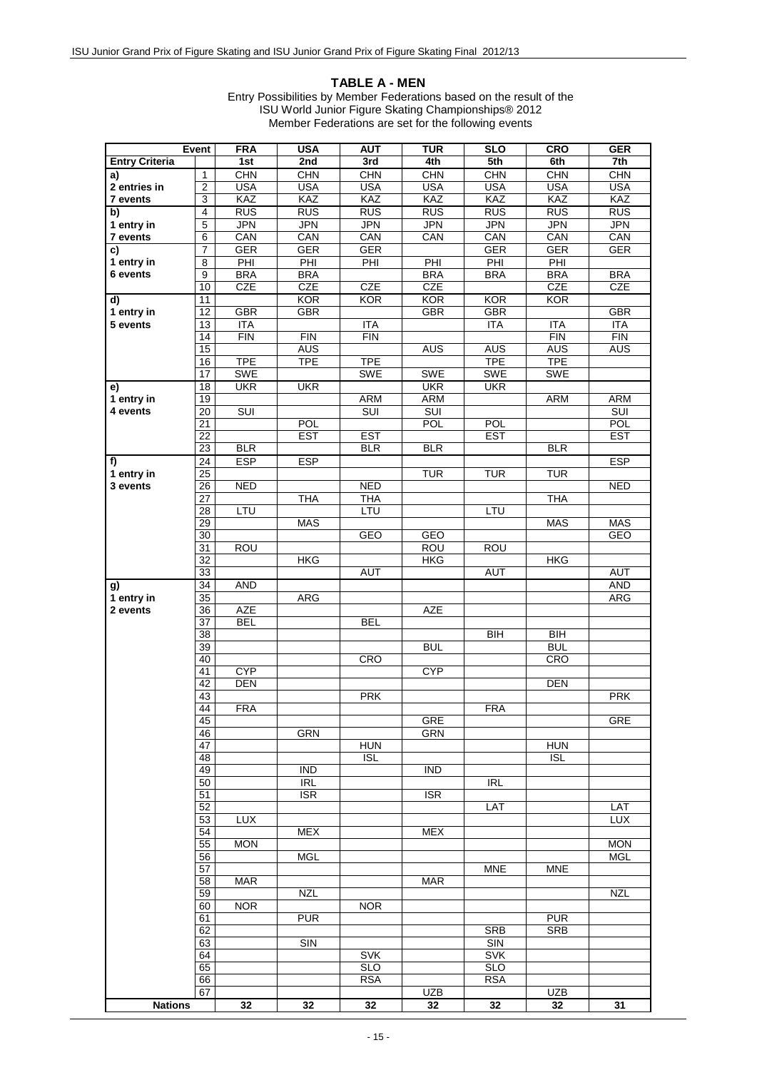## TABLE A - MEN

Entry Possibilities by Member Federations based on the result of the
ISU World Junior Figure Skating Championships® 2012
Member Federations are set for the following events

| Entry Criteria | Event | FRA 1st | USA 2nd | AUT 3rd | TUR 4th | SLO 5th | CRO 6th | GER 7th |
|---|---|---|---|---|---|---|---|---|
| a) | 1 | CHN | CHN | CHN | CHN | CHN | CHN | CHN |
| 2 entries in | 2 | USA | USA | USA | USA | USA | USA | USA |
| 7 events | 3 | KAZ | KAZ | KAZ | KAZ | KAZ | KAZ | KAZ |
| b) | 4 | RUS | RUS | RUS | RUS | RUS | RUS | RUS |
| 1 entry in | 5 | JPN | JPN | JPN | JPN | JPN | JPN | JPN |
| 7 events | 6 | CAN | CAN | CAN | CAN | CAN | CAN | CAN |
| c) | 7 | GER | GER | GER | | GER | GER | GER |
| 1 entry in | 8 | PHI | PHI | PHI | PHI | PHI | PHI | |
| 6 events | 9 | BRA | BRA | | BRA | BRA | BRA | BRA |
| | 10 | CZE | CZE | CZE | CZE | | CZE | CZE |
| d) | 11 | | KOR | KOR | KOR | KOR | KOR | |
| 1 entry in | 12 | GBR | GBR | | GBR | GBR | | GBR |
| 5 events | 13 | ITA | | ITA | | ITA | ITA | ITA |
| | 14 | FIN | FIN | FIN | | | FIN | FIN |
| | 15 | | AUS | | AUS | AUS | AUS | AUS |
| | 16 | TPE | TPE | TPE | | TPE | TPE | |
| | 17 | SWE | | SWE | SWE | SWE | SWE | |
| e) | 18 | UKR | UKR | | UKR | UKR | | |
| 1 entry in | 19 | | | ARM | ARM | | ARM | ARM |
| 4 events | 20 | SUI | | SUI | SUI | | | SUI |
| | 21 | | POL | | POL | POL | | POL |
| | 22 | | EST | EST | | EST | | EST |
| | 23 | BLR | | BLR | BLR | | BLR | |
| f) | 24 | ESP | ESP | | | | | ESP |
| 1 entry in | 25 | | | | TUR | TUR | TUR | |
| 3 events | 26 | NED | | NED | | | | NED |
| | 27 | | THA | THA | | | THA | |
| | 28 | LTU | | LTU | | LTU | | |
| | 29 | | MAS | | | | MAS | MAS |
| | 30 | | | GEO | GEO | | | GEO |
| | 31 | ROU | | | ROU | ROU | | |
| | 32 | | HKG | | HKG | | HKG | |
| | 33 | | | AUT | | AUT | | AUT |
| g) | 34 | AND | | | | | | AND |
| 1 entry in | 35 | | ARG | | | | | ARG |
| 2 events | 36 | AZE | | | AZE | | | |
| | 37 | BEL | | BEL | | | | |
| | 38 | | | | | BIH | BIH | |
| | 39 | | | | BUL | | BUL | |
| | 40 | | | CRO | | | CRO | |
| | 41 | CYP | | | CYP | | | |
| | 42 | DEN | | | | | DEN | |
| | 43 | | | PRK | | | | PRK |
| | 44 | FRA | | | | FRA | | |
| | 45 | | | | GRE | | | GRE |
| | 46 | | GRN | | GRN | | | |
| | 47 | | | HUN | | | HUN | |
| | 48 | | | ISL | | | ISL | |
| | 49 | | IND | | IND | | | |
| | 50 | | IRL | | | IRL | | |
| | 51 | | ISR | | ISR | | | |
| | 52 | | | | | LAT | | LAT |
| | 53 | LUX | | | | | | LUX |
| | 54 | | MEX | | MEX | | | |
| | 55 | MON | | | | | | MON |
| | 56 | | MGL | | | | | MGL |
| | 57 | | | | | MNE | MNE | |
| | 58 | MAR | | | MAR | | | |
| | 59 | | NZL | | | | | NZL |
| | 60 | NOR | | NOR | | | | |
| | 61 | | PUR | | | | PUR | |
| | 62 | | | | | SRB | SRB | |
| | 63 | | SIN | | | SIN | | |
| | 64 | | | SVK | | SVK | | |
| | 65 | | | SLO | | SLO | | |
| | 66 | | | RSA | | RSA | | |
| | 67 | | | | UZB | | UZB | |
| **Nations** | | **32** | **32** | **32** | **32** | **32** | **32** | **31** |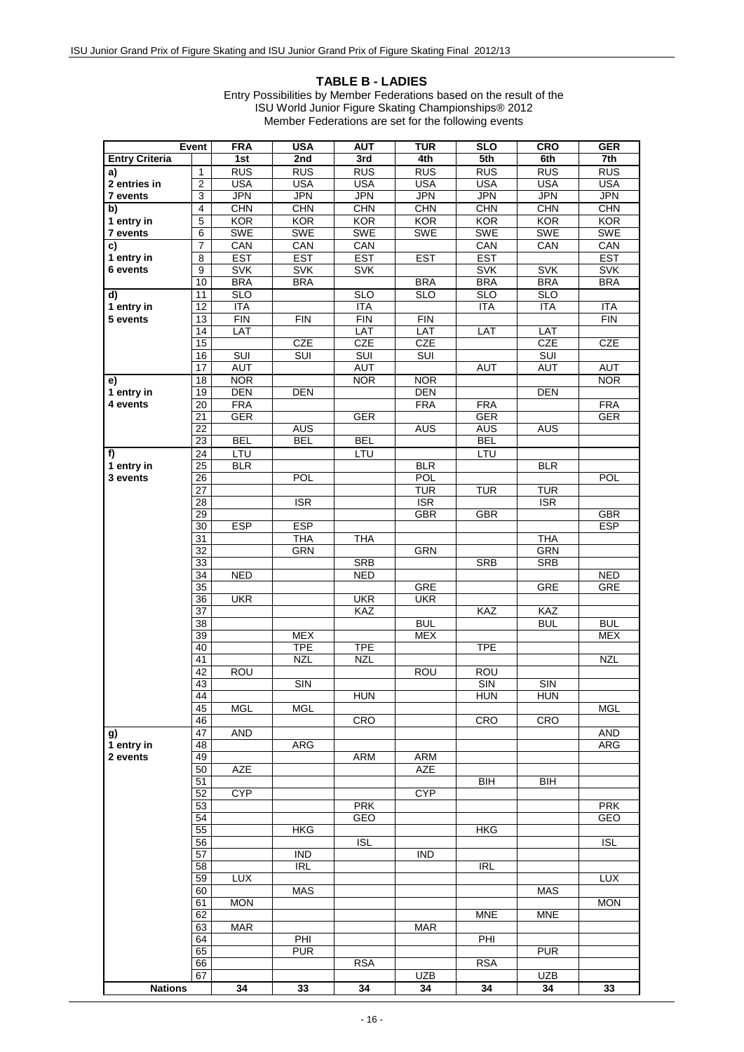## TABLE B - LADIES

Entry Possibilities by Member Federations based on the result of the ISU World Junior Figure Skating Championships® 2012
Member Federations are set for the following events

| Event | | FRA | USA | AUT | TUR | SLO | CRO | GER |
|---|---|---|---|---|---|---|---|---|
| **Entry Criteria** | | 1st | 2nd | 3rd | 4th | 5th | 6th | 7th |
| **a)** | 1 | RUS | RUS | RUS | RUS | RUS | RUS | RUS |
| **2 entries in** | 2 | USA | USA | USA | USA | USA | USA | USA |
| **7 events** | 3 | JPN | JPN | JPN | JPN | JPN | JPN | JPN |
| **b)** | 4 | CHN | CHN | CHN | CHN | CHN | CHN | CHN |
| **1 entry in** | 5 | KOR | KOR | KOR | KOR | KOR | KOR | KOR |
| **7 events** | 6 | SWE | SWE | SWE | SWE | SWE | SWE | SWE |
| **c)** | 7 | CAN | CAN | CAN | | CAN | CAN | CAN |
| **1 entry in** | 8 | EST | EST | EST | EST | EST | | EST |
| **6 events** | 9 | SVK | SVK | SVK | | SVK | SVK | SVK |
| | 10 | BRA | BRA | | BRA | BRA | BRA | BRA |
| **d)** | 11 | SLO | | SLO | SLO | SLO | SLO | |
| **1 entry in** | 12 | ITA | | ITA | | ITA | ITA | ITA |
| **5 events** | 13 | FIN | FIN | FIN | FIN | | | FIN |
| | 14 | LAT | | LAT | LAT | LAT | LAT | |
| | 15 | | CZE | CZE | CZE | | CZE | CZE |
| | 16 | SUI | SUI | SUI | SUI | | SUI | |
| | 17 | AUT | | AUT | | AUT | AUT | AUT |
| **e)** | 18 | NOR | | NOR | NOR | | | NOR |
| **1 entry in** | 19 | DEN | DEN | | DEN | | DEN | |
| **4 events** | 20 | FRA | | | FRA | FRA | | FRA |
| | 21 | GER | | GER | | GER | | GER |
| | 22 | | AUS | | AUS | AUS | AUS | |
| | 23 | BEL | BEL | BEL | | BEL | | |
| **f)** | 24 | LTU | | LTU | | LTU | | |
| **1 entry in** | 25 | BLR | | | BLR | | BLR | |
| **3 events** | 26 | | POL | | POL | | | POL |
| | 27 | | | | TUR | TUR | TUR | |
| | 28 | | ISR | | ISR | | ISR | |
| | 29 | | | | GBR | GBR | | GBR |
| | 30 | ESP | ESP | | | | | ESP |
| | 31 | | THA | THA | | | THA | |
| | 32 | | GRN | | GRN | | GRN | |
| | 33 | | | SRB | | SRB | SRB | |
| | 34 | NED | | NED | | | | NED |
| | 35 | | | | GRE | | GRE | GRE |
| | 36 | UKR | | UKR | UKR | | | |
| | 37 | | | KAZ | | KAZ | KAZ | |
| | 38 | | | | BUL | | BUL | BUL |
| | 39 | | MEX | | MEX | | | MEX |
| | 40 | | TPE | TPE | | TPE | | |
| | 41 | | NZL | NZL | | | | NZL |
| | 42 | ROU | | | ROU | ROU | | |
| | 43 | | SIN | | | SIN | SIN | |
| | 44 | | | HUN | | HUN | HUN | |
| | 45 | MGL | MGL | | | | | MGL |
| | 46 | | | CRO | | CRO | CRO | |
| **g)** | 47 | AND | | | | | | AND |
| **1 entry in** | 48 | | ARG | | | | | ARG |
| **2 events** | 49 | | | ARM | ARM | | | |
| | 50 | AZE | | | AZE | | | |
| | 51 | | | | | BIH | BIH | |
| | 52 | CYP | | | CYP | | | |
| | 53 | | | PRK | | | | PRK |
| | 54 | | | GEO | | | | GEO |
| | 55 | | HKG | | | HKG | | |
| | 56 | | | ISL | | | | ISL |
| | 57 | | IND | | IND | | | |
| | 58 | | IRL | | | IRL | | |
| | 59 | LUX | | | | | | LUX |
| | 60 | | MAS | | | | MAS | |
| | 61 | MON | | | | | | MON |
| | 62 | | | | | MNE | MNE | |
| | 63 | MAR | | | MAR | | | |
| | 64 | | PHI | | | PHI | | |
| | 65 | | PUR | | | | PUR | |
| | 66 | | | RSA | | RSA | | |
| | 67 | | | | UZB | | UZB | |
| **Nations** | | **34** | **33** | **34** | **34** | **34** | **34** | **33** |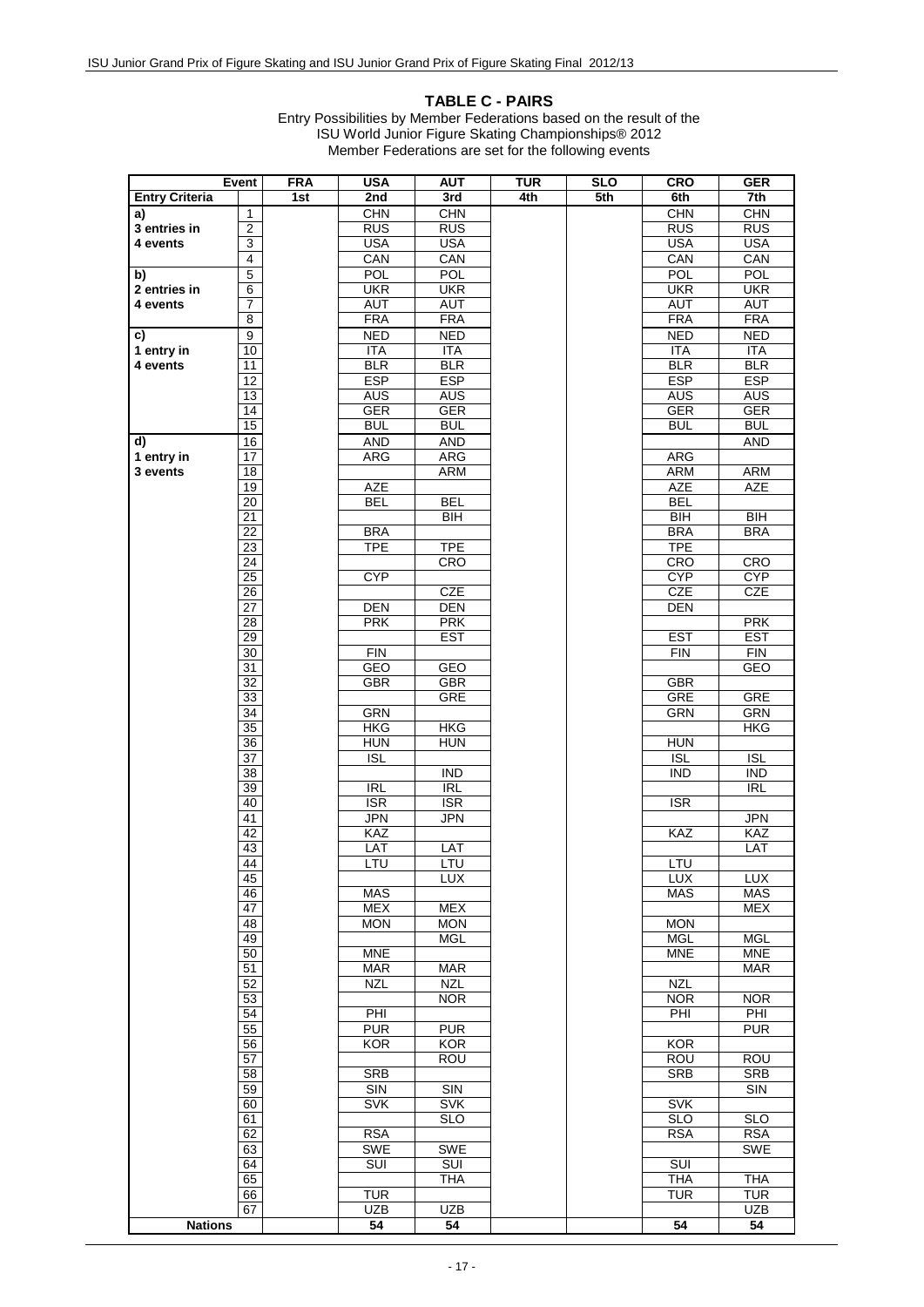## TABLE C - PAIRS

Entry Possibilities by Member Federations based on the result of the ISU World Junior Figure Skating Championships® 2012
Member Federations are set for the following events

| Event | | FRA | USA | AUT | TUR | SLO | CRO | GER |
|---|---|---|---|---|---|---|---|---|
| **Entry Criteria** | | 1st | 2nd | 3rd | 4th | 5th | 6th | 7th |
| **a)** | 1 | | CHN | CHN | | | CHN | CHN |
| **3 entries in** | 2 | | RUS | RUS | | | RUS | RUS |
| **4 events** | 3 | | USA | USA | | | USA | USA |
| | 4 | | CAN | CAN | | | CAN | CAN |
| **b)** | 5 | | POL | POL | | | POL | POL |
| **2 entries in** | 6 | | UKR | UKR | | | UKR | UKR |
| **4 events** | 7 | | AUT | AUT | | | AUT | AUT |
| | 8 | | FRA | FRA | | | FRA | FRA |
| **c)** | 9 | | NED | NED | | | NED | NED |
| **1 entry in** | 10 | | ITA | ITA | | | ITA | ITA |
| **4 events** | 11 | | BLR | BLR | | | BLR | BLR |
| | 12 | | ESP | ESP | | | ESP | ESP |
| | 13 | | AUS | AUS | | | AUS | AUS |
| | 14 | | GER | GER | | | GER | GER |
| | 15 | | BUL | BUL | | | BUL | BUL |
| **d)** | 16 | | AND | AND | | | | AND |
| **1 entry in** | 17 | | ARG | ARG | | | ARG | |
| **3 events** | 18 | | | ARM | | | ARM | ARM |
| | 19 | | AZE | | | | AZE | AZE |
| | 20 | | BEL | BEL | | | BEL | |
| | 21 | | | BIH | | | BIH | BIH |
| | 22 | | BRA | | | | BRA | BRA |
| | 23 | | TPE | TPE | | | TPE | |
| | 24 | | | CRO | | | CRO | CRO |
| | 25 | | CYP | | | | CYP | CYP |
| | 26 | | | CZE | | | CZE | CZE |
| | 27 | | DEN | DEN | | | DEN | |
| | 28 | | PRK | PRK | | | | PRK |
| | 29 | | | EST | | | EST | EST |
| | 30 | | FIN | | | | FIN | FIN |
| | 31 | | GEO | GEO | | | | GEO |
| | 32 | | GBR | GBR | | | GBR | |
| | 33 | | | GRE | | | GRE | GRE |
| | 34 | | GRN | | | | GRN | GRN |
| | 35 | | HKG | HKG | | | | HKG |
| | 36 | | HUN | HUN | | | HUN | |
| | 37 | | ISL | | | | ISL | ISL |
| | 38 | | | IND | | | IND | IND |
| | 39 | | IRL | IRL | | | | IRL |
| | 40 | | ISR | ISR | | | ISR | |
| | 41 | | JPN | JPN | | | | JPN |
| | 42 | | KAZ | | | | KAZ | KAZ |
| | 43 | | LAT | LAT | | | | LAT |
| | 44 | | LTU | LTU | | | LTU | |
| | 45 | | | LUX | | | LUX | LUX |
| | 46 | | MAS | | | | MAS | MAS |
| | 47 | | MEX | MEX | | | | MEX |
| | 48 | | MON | MON | | | MON | |
| | 49 | | | MGL | | | MGL | MGL |
| | 50 | | MNE | | | | MNE | MNE |
| | 51 | | MAR | MAR | | | | MAR |
| | 52 | | NZL | NZL | | | NZL | |
| | 53 | | | NOR | | | NOR | NOR |
| | 54 | | PHI | | | | PHI | PHI |
| | 55 | | PUR | PUR | | | | PUR |
| | 56 | | KOR | KOR | | | KOR | |
| | 57 | | | ROU | | | ROU | ROU |
| | 58 | | SRB | | | | SRB | SRB |
| | 59 | | SIN | SIN | | | | SIN |
| | 60 | | SVK | SVK | | | SVK | |
| | 61 | | | SLO | | | SLO | SLO |
| | 62 | | RSA | | | | RSA | RSA |
| | 63 | | SWE | SWE | | | | SWE |
| | 64 | | SUI | SUI | | | SUI | |
| | 65 | | | THA | | | THA | THA |
| | 66 | | TUR | | | | TUR | TUR |
| | 67 | | UZB | UZB | | | | UZB |
| **Nations** | | | **54** | **54** | | | **54** | **54** |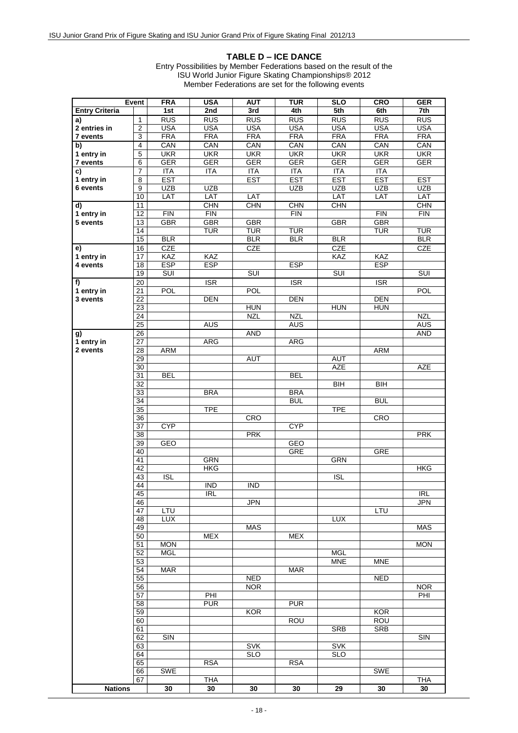## TABLE D – ICE DANCE

Entry Possibilities by Member Federations based on the result of the
ISU World Junior Figure Skating Championships® 2012
Member Federations are set for the following events

| Event | | FRA | USA | AUT | TUR | SLO | CRO | GER |
|---|---|---|---|---|---|---|---|---|
| **Entry Criteria** | | **1st** | **2nd** | **3rd** | **4th** | **5th** | **6th** | **7th** |
| **a)** | 1 | RUS | RUS | RUS | RUS | RUS | RUS | RUS |
| **2 entries in** | 2 | USA | USA | USA | USA | USA | USA | USA |
| **7 events** | 3 | FRA | FRA | FRA | FRA | FRA | FRA | FRA |
| **b)** | 4 | CAN | CAN | CAN | CAN | CAN | CAN | CAN |
| **1 entry in** | 5 | UKR | UKR | UKR | UKR | UKR | UKR | UKR |
| **7 events** | 6 | GER | GER | GER | GER | GER | GER | GER |
| **c)** | 7 | ITA | ITA | ITA | ITA | ITA | ITA | |
| **1 entry in** | 8 | EST | | EST | EST | EST | EST | EST |
| **6 events** | 9 | UZB | UZB | | UZB | UZB | UZB | UZB |
| | 10 | LAT | LAT | LAT | | LAT | LAT | LAT |
| **d)** | 11 | | CHN | CHN | CHN | CHN | | CHN |
| **1 entry in** | 12 | FIN | FIN | | FIN | | FIN | FIN |
| **5 events** | 13 | GBR | GBR | GBR | | GBR | GBR | |
| | 14 | | TUR | TUR | TUR | | TUR | TUR |
| | 15 | BLR | | BLR | BLR | BLR | | BLR |
| **e)** | 16 | CZE | | CZE | | CZE | | CZE |
| **1 entry in** | 17 | KAZ | KAZ | | | KAZ | KAZ | |
| **4 events** | 18 | ESP | ESP | | ESP | | ESP | |
| | 19 | SUI | | SUI | | SUI | | SUI |
| **f)** | 20 | | ISR | | ISR | | ISR | |
| **1 entry in** | 21 | POL | | POL | | | | POL |
| **3 events** | 22 | | DEN | | DEN | | DEN | |
| | 23 | | | HUN | | HUN | HUN | |
| | 24 | | | NZL | NZL | | | NZL |
| | 25 | | AUS | | AUS | | | AUS |
| **g)** | 26 | | | AND | | | | AND |
| **1 entry in** | 27 | | ARG | | ARG | | | |
| **2 events** | 28 | ARM | | | | | ARM | |
| | 29 | | | AUT | | AUT | | |
| | 30 | | | | | AZE | | AZE |
| | 31 | BEL | | | BEL | | | |
| | 32 | | | | | BIH | BIH | |
| | 33 | | BRA | | BRA | | | |
| | 34 | | | | BUL | | BUL | |
| | 35 | | TPE | | | TPE | | |
| | 36 | | | CRO | | | CRO | |
| | 37 | CYP | | | CYP | | | |
| | 38 | | | PRK | | | | PRK |
| | 39 | GEO | | | GEO | | | |
| | 40 | | | | GRE | | GRE | |
| | 41 | | GRN | | | GRN | | |
| | 42 | | HKG | | | | | HKG |
| | 43 | ISL | | | | ISL | | |
| | 44 | | IND | IND | | | | |
| | 45 | | IRL | | | | | IRL |
| | 46 | | | JPN | | | | JPN |
| | 47 | LTU | | | | | LTU | |
| | 48 | LUX | | | | LUX | | |
| | 49 | | | MAS | | | | MAS |
| | 50 | | MEX | | MEX | | | |
| | 51 | MON | | | | | | MON |
| | 52 | MGL | | | | MGL | | |
| | 53 | | | | | MNE | MNE | |
| | 54 | MAR | | | MAR | | | |
| | 55 | | | NED | | | NED | |
| | 56 | | | NOR | | | | NOR |
| | 57 | | PHI | | | | | PHI |
| | 58 | | PUR | | PUR | | | |
| | 59 | | | KOR | | | KOR | |
| | 60 | | | | ROU | | ROU | |
| | 61 | | | | | SRB | SRB | |
| | 62 | SIN | | | | | | SIN |
| | 63 | | | SVK | | SVK | | |
| | 64 | | | SLO | | SLO | | |
| | 65 | | RSA | | RSA | | | |
| | 66 | SWE | | | | | SWE | |
| | 67 | | THA | | | | | THA |
| **Nations** | | **30** | **30** | **30** | **30** | **29** | **30** | **30** |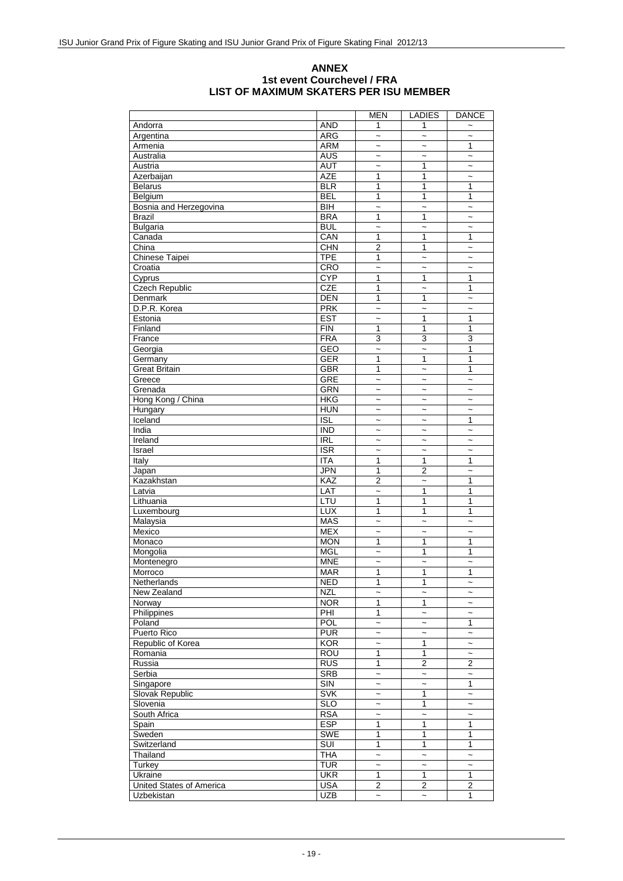## ANNEX
## 1st event Courchevel / FRA
## LIST OF MAXIMUM SKATERS PER ISU MEMBER

| | | MEN | LADIES | DANCE |
|---|---|---|---|---|
| Andorra | AND | 1 | 1 | ~ |
| Argentina | ARG | ~ | ~ | ~ |
| Armenia | ARM | ~ | ~ | 1 |
| Australia | AUS | ~ | ~ | ~ |
| Austria | AUT | ~ | 1 | ~ |
| Azerbaijan | AZE | 1 | 1 | ~ |
| Belarus | BLR | 1 | 1 | 1 |
| Belgium | BEL | 1 | 1 | 1 |
| Bosnia and Herzegovina | BIH | ~ | ~ | ~ |
| Brazil | BRA | 1 | 1 | ~ |
| Bulgaria | BUL | ~ | ~ | ~ |
| Canada | CAN | 1 | 1 | 1 |
| China | CHN | 2 | 1 | ~ |
| Chinese Taipei | TPE | 1 | ~ | ~ |
| Croatia | CRO | ~ | ~ | ~ |
| Cyprus | CYP | 1 | 1 | 1 |
| Czech Republic | CZE | 1 | ~ | 1 |
| Denmark | DEN | 1 | 1 | ~ |
| D.P.R. Korea | PRK | ~ | ~ | ~ |
| Estonia | EST | ~ | 1 | 1 |
| Finland | FIN | 1 | 1 | 1 |
| France | FRA | 3 | 3 | 3 |
| Georgia | GEO | ~ | ~ | 1 |
| Germany | GER | 1 | 1 | 1 |
| Great Britain | GBR | 1 | ~ | 1 |
| Greece | GRE | ~ | ~ | ~ |
| Grenada | GRN | ~ | ~ | ~ |
| Hong Kong / China | HKG | ~ | ~ | ~ |
| Hungary | HUN | ~ | ~ | ~ |
| Iceland | ISL | ~ | ~ | 1 |
| India | IND | ~ | ~ | ~ |
| Ireland | IRL | ~ | ~ | ~ |
| Israel | ISR | ~ | ~ | ~ |
| Italy | ITA | 1 | 1 | 1 |
| Japan | JPN | 1 | 2 | ~ |
| Kazakhstan | KAZ | 2 | ~ | 1 |
| Latvia | LAT | ~ | 1 | 1 |
| Lithuania | LTU | 1 | 1 | 1 |
| Luxembourg | LUX | 1 | 1 | 1 |
| Malaysia | MAS | ~ | ~ | ~ |
| Mexico | MEX | ~ | ~ | ~ |
| Monaco | MON | 1 | 1 | 1 |
| Mongolia | MGL | ~ | 1 | 1 |
| Montenegro | MNE | ~ | ~ | ~ |
| Morroco | MAR | 1 | 1 | 1 |
| Netherlands | NED | 1 | 1 | ~ |
| New Zealand | NZL | ~ | ~ | ~ |
| Norway | NOR | 1 | 1 | ~ |
| Philippines | PHI | 1 | ~ | ~ |
| Poland | POL | ~ | ~ | 1 |
| Puerto Rico | PUR | ~ | ~ | ~ |
| Republic of Korea | KOR | ~ | 1 | ~ |
| Romania | ROU | 1 | 1 | ~ |
| Russia | RUS | 1 | 2 | 2 |
| Serbia | SRB | ~ | ~ | ~ |
| Singapore | SIN | ~ | ~ | 1 |
| Slovak Republic | SVK | ~ | 1 | ~ |
| Slovenia | SLO | ~ | 1 | ~ |
| South Africa | RSA | ~ | ~ | ~ |
| Spain | ESP | 1 | 1 | 1 |
| Sweden | SWE | 1 | 1 | 1 |
| Switzerland | SUI | 1 | 1 | 1 |
| Thailand | THA | ~ | ~ | ~ |
| Turkey | TUR | ~ | ~ | ~ |
| Ukraine | UKR | 1 | 1 | 1 |
| United States of America | USA | 2 | 2 | 2 |
| Uzbekistan | UZB | ~ | ~ | 1 |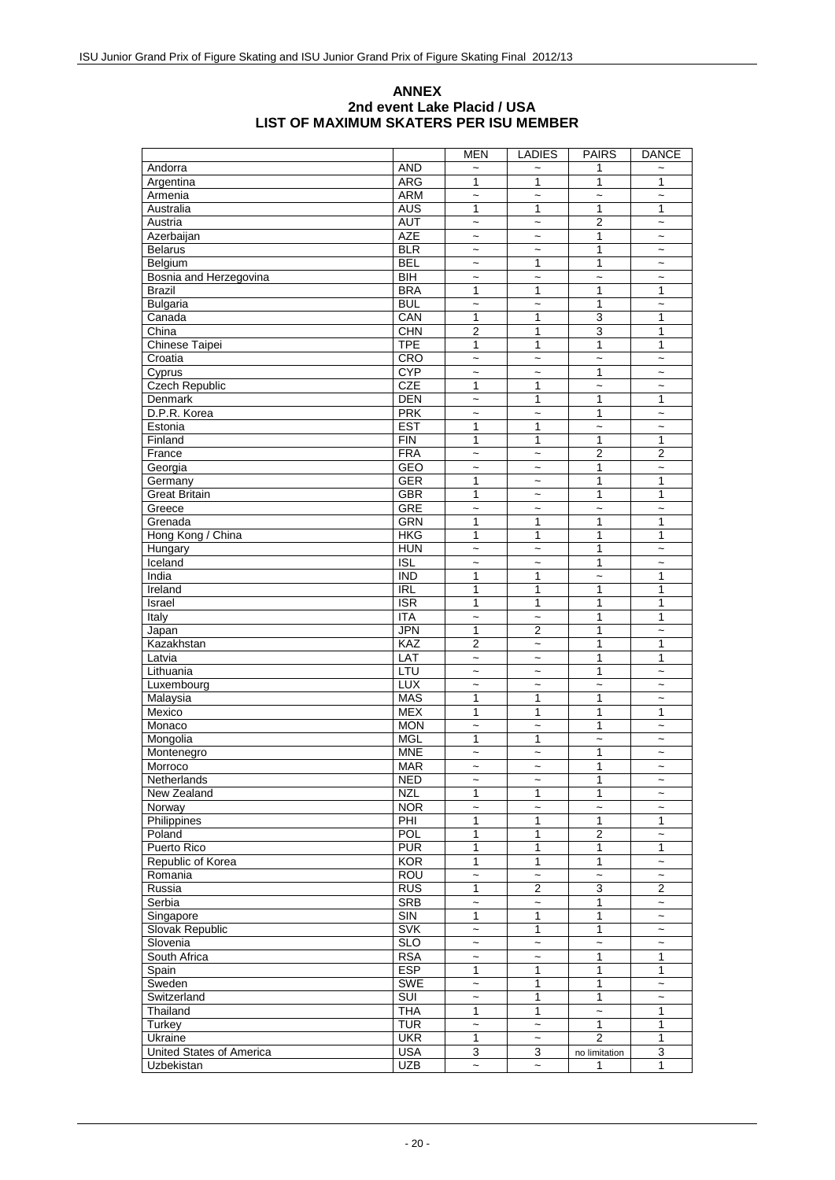# ANNEX
## 2nd event Lake Placid / USA
## LIST OF MAXIMUM SKATERS PER ISU MEMBER

| | | MEN | LADIES | PAIRS | DANCE |
|---|---|---|---|---|---|
| Andorra | AND | ~ | ~ | 1 | ~ |
| Argentina | ARG | 1 | 1 | 1 | 1 |
| Armenia | ARM | ~ | ~ | ~ | ~ |
| Australia | AUS | 1 | 1 | 1 | 1 |
| Austria | AUT | ~ | ~ | 2 | ~ |
| Azerbaijan | AZE | ~ | ~ | 1 | ~ |
| Belarus | BLR | ~ | ~ | 1 | ~ |
| Belgium | BEL | ~ | 1 | 1 | ~ |
| Bosnia and Herzegovina | BIH | ~ | ~ | ~ | ~ |
| Brazil | BRA | 1 | 1 | 1 | 1 |
| Bulgaria | BUL | ~ | ~ | 1 | ~ |
| Canada | CAN | 1 | 1 | 3 | 1 |
| China | CHN | 2 | 1 | 3 | 1 |
| Chinese Taipei | TPE | 1 | 1 | 1 | 1 |
| Croatia | CRO | ~ | ~ | ~ | ~ |
| Cyprus | CYP | ~ | ~ | 1 | ~ |
| Czech Republic | CZE | 1 | 1 | ~ | ~ |
| Denmark | DEN | ~ | 1 | 1 | 1 |
| D.P.R. Korea | PRK | ~ | ~ | 1 | ~ |
| Estonia | EST | 1 | 1 | ~ | ~ |
| Finland | FIN | 1 | 1 | 1 | 1 |
| France | FRA | ~ | ~ | 2 | 2 |
| Georgia | GEO | ~ | ~ | 1 | ~ |
| Germany | GER | 1 | ~ | 1 | 1 |
| Great Britain | GBR | 1 | ~ | 1 | 1 |
| Greece | GRE | ~ | ~ | ~ | ~ |
| Grenada | GRN | 1 | 1 | 1 | 1 |
| Hong Kong / China | HKG | 1 | 1 | 1 | 1 |
| Hungary | HUN | ~ | ~ | 1 | ~ |
| Iceland | ISL | ~ | ~ | 1 | ~ |
| India | IND | 1 | 1 | ~ | 1 |
| Ireland | IRL | 1 | 1 | 1 | 1 |
| Israel | ISR | 1 | 1 | 1 | 1 |
| Italy | ITA | ~ | ~ | 1 | 1 |
| Japan | JPN | 1 | 2 | 1 | ~ |
| Kazakhstan | KAZ | 2 | ~ | 1 | 1 |
| Latvia | LAT | ~ | ~ | 1 | 1 |
| Lithuania | LTU | ~ | ~ | 1 | ~ |
| Luxembourg | LUX | ~ | ~ | ~ | ~ |
| Malaysia | MAS | 1 | 1 | 1 | ~ |
| Mexico | MEX | 1 | 1 | 1 | 1 |
| Monaco | MON | ~ | ~ | 1 | ~ |
| Mongolia | MGL | 1 | 1 | ~ | ~ |
| Montenegro | MNE | ~ | ~ | 1 | ~ |
| Morroco | MAR | ~ | ~ | 1 | ~ |
| Netherlands | NED | ~ | ~ | 1 | ~ |
| New Zealand | NZL | 1 | 1 | 1 | ~ |
| Norway | NOR | ~ | ~ | ~ | ~ |
| Philippines | PHI | 1 | 1 | 1 | 1 |
| Poland | POL | 1 | 1 | 2 | ~ |
| Puerto Rico | PUR | 1 | 1 | 1 | 1 |
| Republic of Korea | KOR | 1 | 1 | 1 | ~ |
| Romania | ROU | ~ | ~ | ~ | ~ |
| Russia | RUS | 1 | 2 | 3 | 2 |
| Serbia | SRB | ~ | ~ | 1 | ~ |
| Singapore | SIN | 1 | 1 | 1 | ~ |
| Slovak Republic | SVK | ~ | 1 | 1 | ~ |
| Slovenia | SLO | ~ | ~ | ~ | ~ |
| South Africa | RSA | ~ | ~ | 1 | 1 |
| Spain | ESP | 1 | 1 | 1 | 1 |
| Sweden | SWE | ~ | 1 | 1 | ~ |
| Switzerland | SUI | ~ | 1 | 1 | ~ |
| Thailand | THA | 1 | 1 | ~ | 1 |
| Turkey | TUR | ~ | ~ | 1 | 1 |
| Ukraine | UKR | 1 | ~ | 2 | 1 |
| United States of America | USA | 3 | 3 | no limitation | 3 |
| Uzbekistan | UZB | ~ | ~ | 1 | 1 |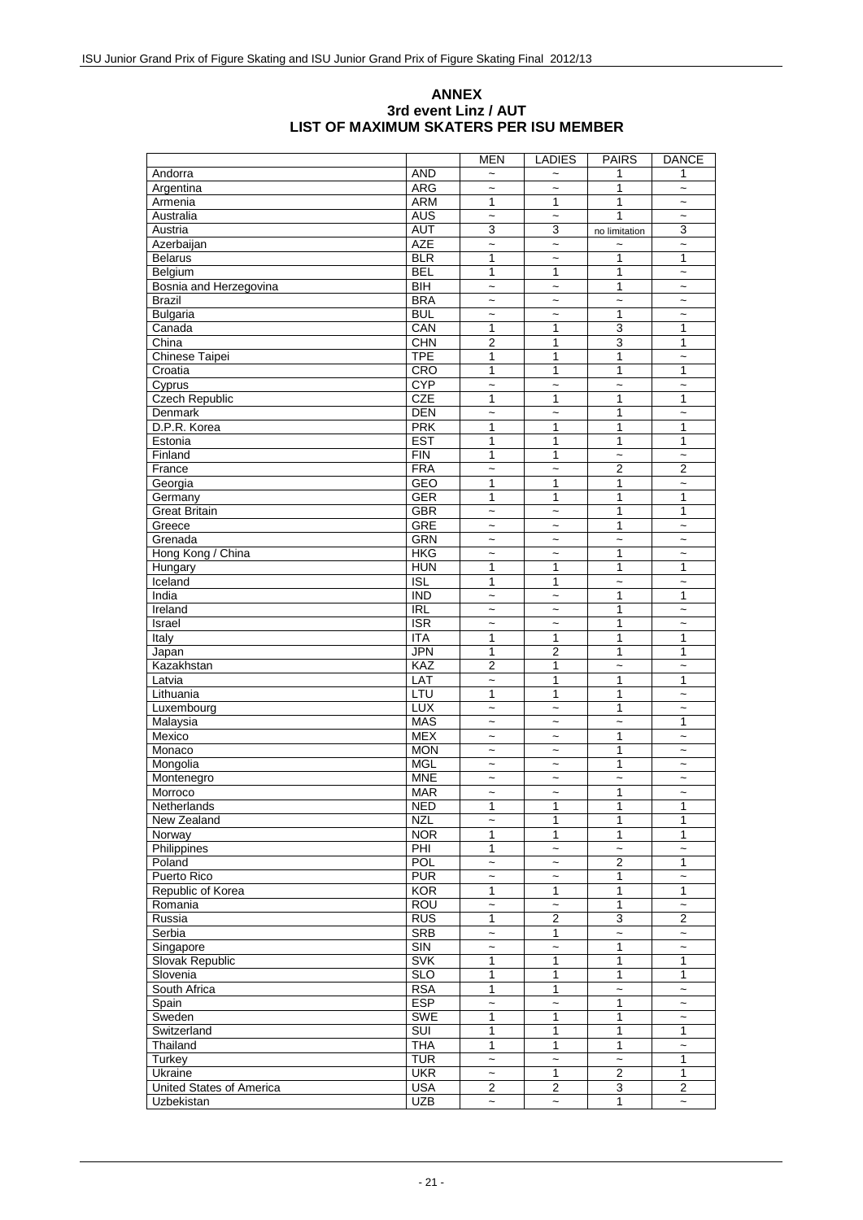# ANNEX
## 3rd event Linz / AUT
## LIST OF MAXIMUM SKATERS PER ISU MEMBER

| | | MEN | LADIES | PAIRS | DANCE |
|---|---|---|---|---|---|
| Andorra | AND | ~ | ~ | 1 | 1 |
| Argentina | ARG | ~ | ~ | 1 | ~ |
| Armenia | ARM | 1 | 1 | 1 | ~ |
| Australia | AUS | ~ | ~ | 1 | ~ |
| Austria | AUT | 3 | 3 | no limitation | 3 |
| Azerbaijan | AZE | ~ | ~ | ~ | ~ |
| Belarus | BLR | 1 | ~ | 1 | 1 |
| Belgium | BEL | 1 | 1 | 1 | ~ |
| Bosnia and Herzegovina | BIH | ~ | ~ | 1 | ~ |
| Brazil | BRA | ~ | ~ | ~ | ~ |
| Bulgaria | BUL | ~ | ~ | 1 | ~ |
| Canada | CAN | 1 | 1 | 3 | 1 |
| China | CHN | 2 | 1 | 3 | 1 |
| Chinese Taipei | TPE | 1 | 1 | 1 | ~ |
| Croatia | CRO | 1 | 1 | 1 | 1 |
| Cyprus | CYP | ~ | ~ | ~ | ~ |
| Czech Republic | CZE | 1 | 1 | 1 | 1 |
| Denmark | DEN | ~ | ~ | 1 | ~ |
| D.P.R. Korea | PRK | 1 | 1 | 1 | 1 |
| Estonia | EST | 1 | 1 | 1 | 1 |
| Finland | FIN | 1 | 1 | ~ | ~ |
| France | FRA | ~ | ~ | 2 | 2 |
| Georgia | GEO | 1 | 1 | 1 | ~ |
| Germany | GER | 1 | 1 | 1 | 1 |
| Great Britain | GBR | ~ | ~ | 1 | 1 |
| Greece | GRE | ~ | ~ | 1 | ~ |
| Grenada | GRN | ~ | ~ | ~ | ~ |
| Hong Kong / China | HKG | ~ | ~ | 1 | ~ |
| Hungary | HUN | 1 | 1 | 1 | 1 |
| Iceland | ISL | 1 | 1 | ~ | ~ |
| India | IND | ~ | ~ | 1 | 1 |
| Ireland | IRL | ~ | ~ | 1 | ~ |
| Israel | ISR | ~ | ~ | 1 | ~ |
| Italy | ITA | 1 | 1 | 1 | 1 |
| Japan | JPN | 1 | 2 | 1 | 1 |
| Kazakhstan | KAZ | 2 | 1 | ~ | ~ |
| Latvia | LAT | ~ | 1 | 1 | 1 |
| Lithuania | LTU | 1 | 1 | 1 | ~ |
| Luxembourg | LUX | ~ | ~ | 1 | ~ |
| Malaysia | MAS | ~ | ~ | ~ | 1 |
| Mexico | MEX | ~ | ~ | 1 | ~ |
| Monaco | MON | ~ | ~ | 1 | ~ |
| Mongolia | MGL | ~ | ~ | 1 | ~ |
| Montenegro | MNE | ~ | ~ | ~ | ~ |
| Morroco | MAR | ~ | ~ | 1 | ~ |
| Netherlands | NED | 1 | 1 | 1 | 1 |
| New Zealand | NZL | ~ | 1 | 1 | 1 |
| Norway | NOR | 1 | 1 | 1 | 1 |
| Philippines | PHI | 1 | ~ | ~ | ~ |
| Poland | POL | ~ | ~ | 2 | 1 |
| Puerto Rico | PUR | ~ | ~ | 1 | ~ |
| Republic of Korea | KOR | 1 | 1 | 1 | 1 |
| Romania | ROU | ~ | ~ | 1 | ~ |
| Russia | RUS | 1 | 2 | 3 | 2 |
| Serbia | SRB | ~ | 1 | ~ | ~ |
| Singapore | SIN | ~ | ~ | 1 | ~ |
| Slovak Republic | SVK | 1 | 1 | 1 | 1 |
| Slovenia | SLO | 1 | 1 | 1 | 1 |
| South Africa | RSA | 1 | 1 | ~ | ~ |
| Spain | ESP | ~ | ~ | 1 | ~ |
| Sweden | SWE | 1 | 1 | 1 | ~ |
| Switzerland | SUI | 1 | 1 | 1 | 1 |
| Thailand | THA | 1 | 1 | 1 | ~ |
| Turkey | TUR | ~ | ~ | ~ | 1 |
| Ukraine | UKR | ~ | 1 | 2 | 1 |
| United States of America | USA | 2 | 2 | 3 | 2 |
| Uzbekistan | UZB | ~ | ~ | 1 | ~ |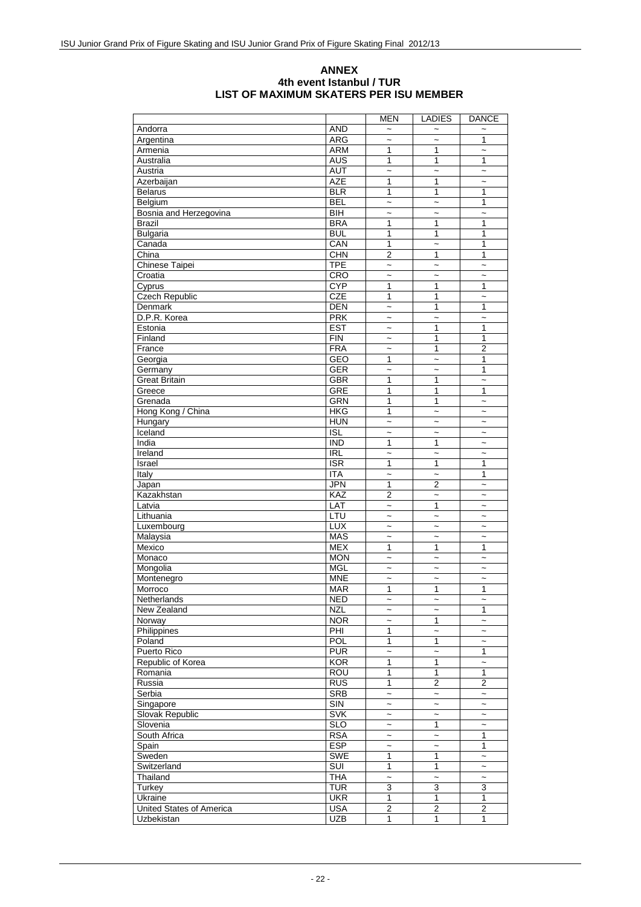# ANNEX
## 4th event Istanbul / TUR
## LIST OF MAXIMUM SKATERS PER ISU MEMBER

| | | MEN | LADIES | DANCE |
|---|---|---|---|---|
| Andorra | AND | ~ | ~ | ~ |
| Argentina | ARG | ~ | ~ | 1 |
| Armenia | ARM | 1 | 1 | ~ |
| Australia | AUS | 1 | 1 | 1 |
| Austria | AUT | ~ | ~ | ~ |
| Azerbaijan | AZE | 1 | 1 | ~ |
| Belarus | BLR | 1 | 1 | 1 |
| Belgium | BEL | ~ | ~ | 1 |
| Bosnia and Herzegovina | BIH | ~ | ~ | ~ |
| Brazil | BRA | 1 | 1 | 1 |
| Bulgaria | BUL | 1 | 1 | 1 |
| Canada | CAN | 1 | ~ | 1 |
| China | CHN | 2 | 1 | 1 |
| Chinese Taipei | TPE | ~ | ~ | ~ |
| Croatia | CRO | ~ | ~ | ~ |
| Cyprus | CYP | 1 | 1 | 1 |
| Czech Republic | CZE | 1 | 1 | ~ |
| Denmark | DEN | ~ | 1 | 1 |
| D.P.R. Korea | PRK | ~ | ~ | ~ |
| Estonia | EST | ~ | 1 | 1 |
| Finland | FIN | ~ | 1 | 1 |
| France | FRA | ~ | 1 | 2 |
| Georgia | GEO | 1 | ~ | 1 |
| Germany | GER | ~ | ~ | 1 |
| Great Britain | GBR | 1 | 1 | ~ |
| Greece | GRE | 1 | 1 | 1 |
| Grenada | GRN | 1 | 1 | ~ |
| Hong Kong / China | HKG | 1 | ~ | ~ |
| Hungary | HUN | ~ | ~ | ~ |
| Iceland | ISL | ~ | ~ | ~ |
| India | IND | 1 | 1 | ~ |
| Ireland | IRL | ~ | ~ | ~ |
| Israel | ISR | 1 | 1 | 1 |
| Italy | ITA | ~ | ~ | 1 |
| Japan | JPN | 1 | 2 | ~ |
| Kazakhstan | KAZ | 2 | ~ | ~ |
| Latvia | LAT | ~ | 1 | ~ |
| Lithuania | LTU | ~ | ~ | ~ |
| Luxembourg | LUX | ~ | ~ | ~ |
| Malaysia | MAS | ~ | ~ | ~ |
| Mexico | MEX | 1 | 1 | 1 |
| Monaco | MON | ~ | ~ | ~ |
| Mongolia | MGL | ~ | ~ | ~ |
| Montenegro | MNE | ~ | ~ | ~ |
| Morroco | MAR | 1 | 1 | 1 |
| Netherlands | NED | ~ | ~ | ~ |
| New Zealand | NZL | ~ | ~ | 1 |
| Norway | NOR | ~ | 1 | ~ |
| Philippines | PHI | 1 | ~ | ~ |
| Poland | POL | 1 | 1 | ~ |
| Puerto Rico | PUR | ~ | ~ | 1 |
| Republic of Korea | KOR | 1 | 1 | ~ |
| Romania | ROU | 1 | 1 | 1 |
| Russia | RUS | 1 | 2 | 2 |
| Serbia | SRB | ~ | ~ | ~ |
| Singapore | SIN | ~ | ~ | ~ |
| Slovak Republic | SVK | ~ | ~ | ~ |
| Slovenia | SLO | ~ | 1 | ~ |
| South Africa | RSA | ~ | ~ | 1 |
| Spain | ESP | ~ | ~ | 1 |
| Sweden | SWE | 1 | 1 | ~ |
| Switzerland | SUI | 1 | 1 | ~ |
| Thailand | THA | ~ | ~ | ~ |
| Turkey | TUR | 3 | 3 | 3 |
| Ukraine | UKR | 1 | 1 | 1 |
| United States of America | USA | 2 | 2 | 2 |
| Uzbekistan | UZB | 1 | 1 | 1 |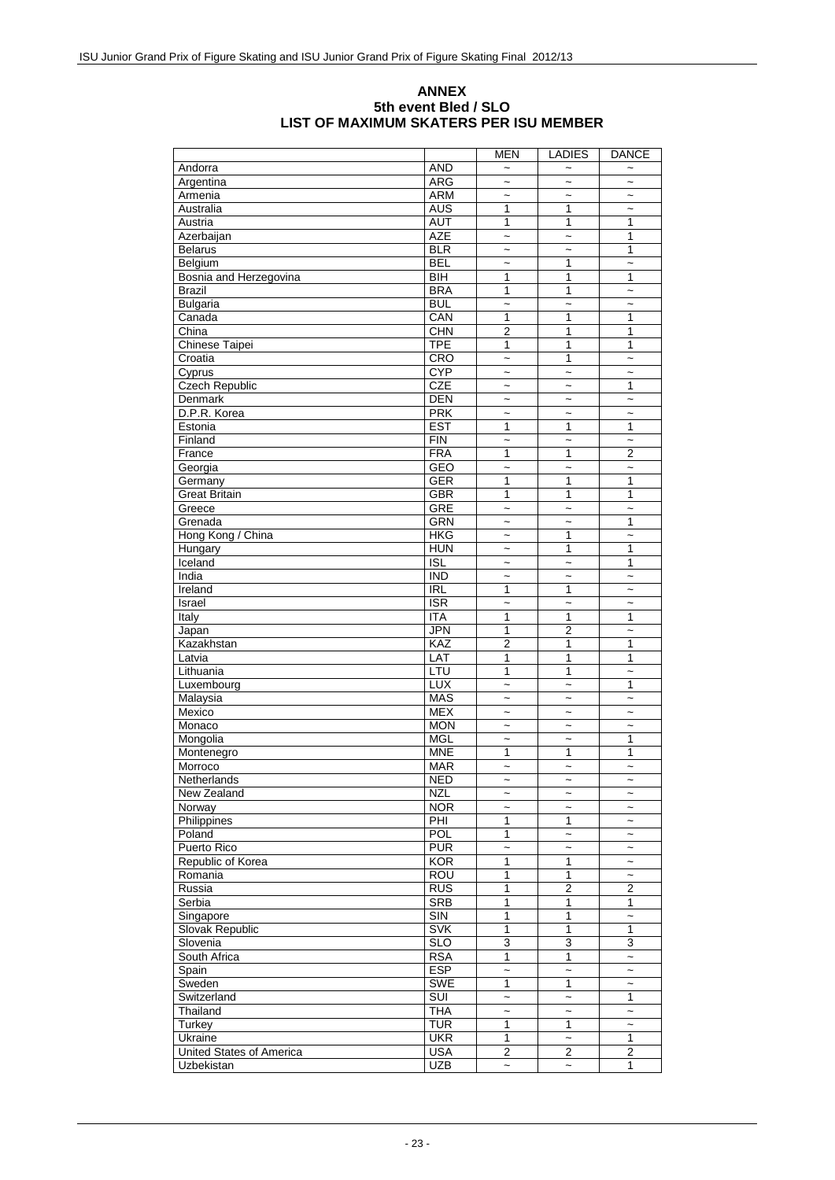## ANNEX
## 5th event Bled / SLO
## LIST OF MAXIMUM SKATERS PER ISU MEMBER

| | | MEN | LADIES | DANCE |
|---|---|---|---|---|
| Andorra | AND | ~ | ~ | ~ |
| Argentina | ARG | ~ | ~ | ~ |
| Armenia | ARM | ~ | ~ | ~ |
| Australia | AUS | 1 | 1 | ~ |
| Austria | AUT | 1 | 1 | 1 |
| Azerbaijan | AZE | ~ | ~ | 1 |
| Belarus | BLR | ~ | ~ | 1 |
| Belgium | BEL | ~ | 1 | ~ |
| Bosnia and Herzegovina | BIH | 1 | 1 | 1 |
| Brazil | BRA | 1 | 1 | ~ |
| Bulgaria | BUL | ~ | ~ | ~ |
| Canada | CAN | 1 | 1 | 1 |
| China | CHN | 2 | 1 | 1 |
| Chinese Taipei | TPE | 1 | 1 | 1 |
| Croatia | CRO | ~ | 1 | ~ |
| Cyprus | CYP | ~ | ~ | ~ |
| Czech Republic | CZE | ~ | ~ | 1 |
| Denmark | DEN | ~ | ~ | ~ |
| D.P.R. Korea | PRK | ~ | ~ | ~ |
| Estonia | EST | 1 | 1 | 1 |
| Finland | FIN | ~ | ~ | ~ |
| France | FRA | 1 | 1 | 2 |
| Georgia | GEO | ~ | ~ | ~ |
| Germany | GER | 1 | 1 | 1 |
| Great Britain | GBR | 1 | 1 | 1 |
| Greece | GRE | ~ | ~ | ~ |
| Grenada | GRN | ~ | ~ | 1 |
| Hong Kong / China | HKG | ~ | 1 | ~ |
| Hungary | HUN | ~ | 1 | 1 |
| Iceland | ISL | ~ | ~ | 1 |
| India | IND | ~ | ~ | ~ |
| Ireland | IRL | 1 | 1 | ~ |
| Israel | ISR | ~ | ~ | ~ |
| Italy | ITA | 1 | 1 | 1 |
| Japan | JPN | 1 | 2 | ~ |
| Kazakhstan | KAZ | 2 | 1 | 1 |
| Latvia | LAT | 1 | 1 | 1 |
| Lithuania | LTU | 1 | 1 | ~ |
| Luxembourg | LUX | ~ | ~ | 1 |
| Malaysia | MAS | ~ | ~ | ~ |
| Mexico | MEX | ~ | ~ | ~ |
| Monaco | MON | ~ | ~ | ~ |
| Mongolia | MGL | ~ | ~ | 1 |
| Montenegro | MNE | 1 | 1 | 1 |
| Morroco | MAR | ~ | ~ | ~ |
| Netherlands | NED | ~ | ~ | ~ |
| New Zealand | NZL | ~ | ~ | ~ |
| Norway | NOR | ~ | ~ | ~ |
| Philippines | PHI | 1 | 1 | ~ |
| Poland | POL | 1 | ~ | ~ |
| Puerto Rico | PUR | ~ | ~ | ~ |
| Republic of Korea | KOR | 1 | 1 | ~ |
| Romania | ROU | 1 | 1 | ~ |
| Russia | RUS | 1 | 2 | 2 |
| Serbia | SRB | 1 | 1 | 1 |
| Singapore | SIN | 1 | 1 | ~ |
| Slovak Republic | SVK | 1 | 1 | 1 |
| Slovenia | SLO | 3 | 3 | 3 |
| South Africa | RSA | 1 | 1 | ~ |
| Spain | ESP | ~ | ~ | ~ |
| Sweden | SWE | 1 | 1 | ~ |
| Switzerland | SUI | ~ | ~ | 1 |
| Thailand | THA | ~ | ~ | ~ |
| Turkey | TUR | 1 | 1 | ~ |
| Ukraine | UKR | 1 | ~ | 1 |
| United States of America | USA | 2 | 2 | 2 |
| Uzbekistan | UZB | ~ | ~ | 1 |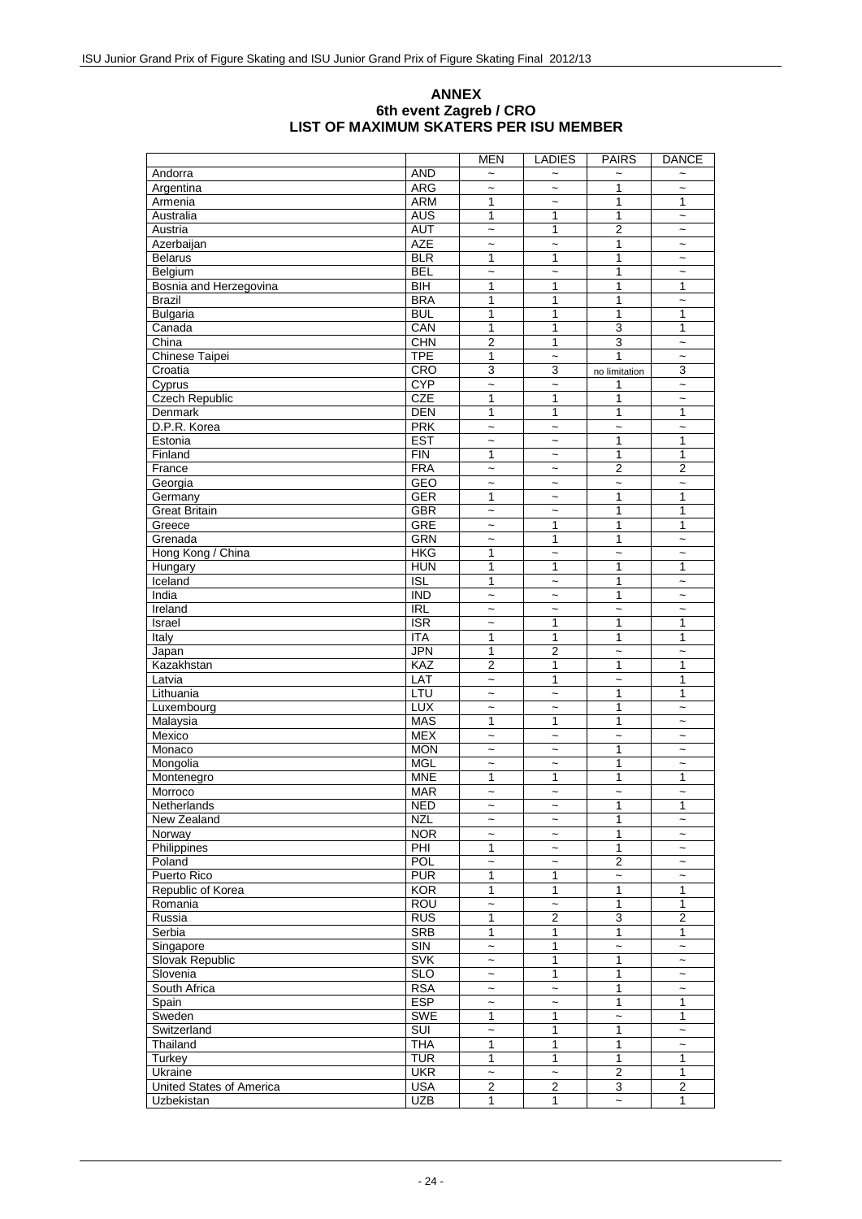# ANNEX
## 6th event Zagreb / CRO
## LIST OF MAXIMUM SKATERS PER ISU MEMBER

| | | MEN | LADIES | PAIRS | DANCE |
|---|---|---|---|---|---|
| Andorra | AND | ~ | ~ | ~ | ~ |
| Argentina | ARG | ~ | ~ | 1 | ~ |
| Armenia | ARM | 1 | ~ | 1 | 1 |
| Australia | AUS | 1 | 1 | 1 | ~ |
| Austria | AUT | ~ | 1 | 2 | ~ |
| Azerbaijan | AZE | ~ | ~ | 1 | ~ |
| Belarus | BLR | 1 | 1 | 1 | ~ |
| Belgium | BEL | ~ | ~ | 1 | ~ |
| Bosnia and Herzegovina | BIH | 1 | 1 | 1 | 1 |
| Brazil | BRA | 1 | 1 | 1 | ~ |
| Bulgaria | BUL | 1 | 1 | 1 | 1 |
| Canada | CAN | 1 | 1 | 3 | 1 |
| China | CHN | 2 | 1 | 3 | ~ |
| Chinese Taipei | TPE | 1 | ~ | 1 | ~ |
| Croatia | CRO | 3 | 3 | no limitation | 3 |
| Cyprus | CYP | ~ | ~ | 1 | ~ |
| Czech Republic | CZE | 1 | 1 | 1 | ~ |
| Denmark | DEN | 1 | 1 | 1 | 1 |
| D.P.R. Korea | PRK | ~ | ~ | ~ | ~ |
| Estonia | EST | ~ | ~ | 1 | 1 |
| Finland | FIN | 1 | ~ | 1 | 1 |
| France | FRA | ~ | ~ | 2 | 2 |
| Georgia | GEO | ~ | ~ | ~ | ~ |
| Germany | GER | 1 | ~ | 1 | 1 |
| Great Britain | GBR | ~ | ~ | 1 | 1 |
| Greece | GRE | ~ | 1 | 1 | 1 |
| Grenada | GRN | ~ | 1 | 1 | ~ |
| Hong Kong / China | HKG | 1 | ~ | ~ | ~ |
| Hungary | HUN | 1 | 1 | 1 | 1 |
| Iceland | ISL | 1 | ~ | 1 | ~ |
| India | IND | ~ | ~ | 1 | ~ |
| Ireland | IRL | ~ | ~ | ~ | ~ |
| Israel | ISR | ~ | 1 | 1 | 1 |
| Italy | ITA | 1 | 1 | 1 | 1 |
| Japan | JPN | 1 | 2 | ~ | ~ |
| Kazakhstan | KAZ | 2 | 1 | 1 | 1 |
| Latvia | LAT | ~ | 1 | ~ | 1 |
| Lithuania | LTU | ~ | ~ | 1 | 1 |
| Luxembourg | LUX | ~ | ~ | 1 | ~ |
| Malaysia | MAS | 1 | 1 | 1 | ~ |
| Mexico | MEX | ~ | ~ | ~ | ~ |
| Monaco | MON | ~ | ~ | 1 | ~ |
| Mongolia | MGL | ~ | ~ | 1 | ~ |
| Montenegro | MNE | 1 | 1 | 1 | 1 |
| Morroco | MAR | ~ | ~ | ~ | ~ |
| Netherlands | NED | ~ | ~ | 1 | 1 |
| New Zealand | NZL | ~ | ~ | 1 | ~ |
| Norway | NOR | ~ | ~ | 1 | ~ |
| Philippines | PHI | 1 | ~ | 1 | ~ |
| Poland | POL | ~ | ~ | 2 | ~ |
| Puerto Rico | PUR | 1 | 1 | ~ | ~ |
| Republic of Korea | KOR | 1 | 1 | 1 | 1 |
| Romania | ROU | ~ | ~ | 1 | 1 |
| Russia | RUS | 1 | 2 | 3 | 2 |
| Serbia | SRB | 1 | 1 | 1 | 1 |
| Singapore | SIN | ~ | 1 | ~ | ~ |
| Slovak Republic | SVK | ~ | 1 | 1 | ~ |
| Slovenia | SLO | ~ | 1 | 1 | ~ |
| South Africa | RSA | ~ | ~ | 1 | ~ |
| Spain | ESP | ~ | ~ | 1 | 1 |
| Sweden | SWE | 1 | 1 | ~ | 1 |
| Switzerland | SUI | ~ | 1 | 1 | ~ |
| Thailand | THA | 1 | 1 | 1 | ~ |
| Turkey | TUR | 1 | 1 | 1 | 1 |
| Ukraine | UKR | ~ | ~ | 2 | 1 |
| United States of America | USA | 2 | 2 | 3 | 2 |
| Uzbekistan | UZB | 1 | 1 | ~ | 1 |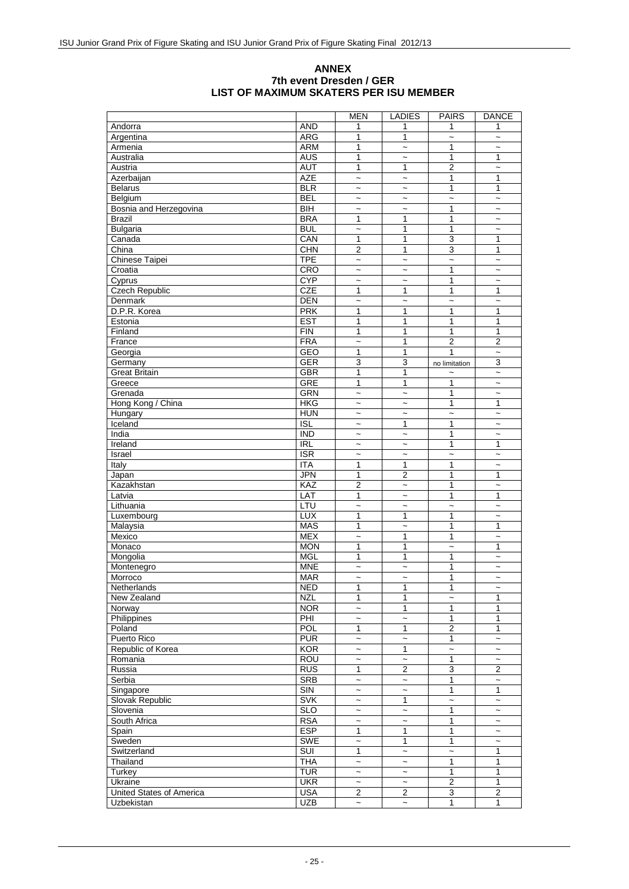## ANNEX
## 7th event Dresden / GER
## LIST OF MAXIMUM SKATERS PER ISU MEMBER

| | | MEN | LADIES | PAIRS | DANCE |
|---|---|---|---|---|---|
| Andorra | AND | 1 | 1 | 1 | 1 |
| Argentina | ARG | 1 | 1 | ~ | ~ |
| Armenia | ARM | 1 | ~ | 1 | ~ |
| Australia | AUS | 1 | ~ | 1 | 1 |
| Austria | AUT | 1 | 1 | 2 | ~ |
| Azerbaijan | AZE | ~ | ~ | 1 | 1 |
| Belarus | BLR | ~ | ~ | 1 | 1 |
| Belgium | BEL | ~ | ~ | ~ | ~ |
| Bosnia and Herzegovina | BIH | ~ | ~ | 1 | ~ |
| Brazil | BRA | 1 | 1 | 1 | ~ |
| Bulgaria | BUL | ~ | 1 | 1 | ~ |
| Canada | CAN | 1 | 1 | 3 | 1 |
| China | CHN | 2 | 1 | 3 | 1 |
| Chinese Taipei | TPE | ~ | ~ | ~ | ~ |
| Croatia | CRO | ~ | ~ | 1 | ~ |
| Cyprus | CYP | ~ | ~ | 1 | ~ |
| Czech Republic | CZE | 1 | 1 | 1 | 1 |
| Denmark | DEN | ~ | ~ | ~ | ~ |
| D.P.R. Korea | PRK | 1 | 1 | 1 | 1 |
| Estonia | EST | 1 | 1 | 1 | 1 |
| Finland | FIN | 1 | 1 | 1 | 1 |
| France | FRA | ~ | 1 | 2 | 2 |
| Georgia | GEO | 1 | 1 | 1 | ~ |
| Germany | GER | 3 | 3 | no limitation | 3 |
| Great Britain | GBR | 1 | 1 | ~ | ~ |
| Greece | GRE | 1 | 1 | 1 | ~ |
| Grenada | GRN | ~ | ~ | 1 | ~ |
| Hong Kong / China | HKG | ~ | ~ | 1 | 1 |
| Hungary | HUN | ~ | ~ | ~ | ~ |
| Iceland | ISL | ~ | 1 | 1 | ~ |
| India | IND | ~ | ~ | 1 | ~ |
| Ireland | IRL | ~ | ~ | 1 | 1 |
| Israel | ISR | ~ | ~ | ~ | ~ |
| Italy | ITA | 1 | 1 | 1 | ~ |
| Japan | JPN | 1 | 2 | 1 | 1 |
| Kazakhstan | KAZ | 2 | ~ | 1 | ~ |
| Latvia | LAT | 1 | ~ | 1 | 1 |
| Lithuania | LTU | ~ | ~ | ~ | ~ |
| Luxembourg | LUX | 1 | 1 | 1 | ~ |
| Malaysia | MAS | 1 | ~ | 1 | 1 |
| Mexico | MEX | ~ | 1 | 1 | ~ |
| Monaco | MON | 1 | 1 | ~ | 1 |
| Mongolia | MGL | 1 | 1 | 1 | ~ |
| Montenegro | MNE | ~ | ~ | 1 | ~ |
| Morroco | MAR | ~ | ~ | 1 | ~ |
| Netherlands | NED | 1 | 1 | 1 | ~ |
| New Zealand | NZL | 1 | 1 | ~ | 1 |
| Norway | NOR | ~ | 1 | 1 | 1 |
| Philippines | PHI | ~ | ~ | 1 | 1 |
| Poland | POL | 1 | 1 | 2 | 1 |
| Puerto Rico | PUR | ~ | ~ | 1 | ~ |
| Republic of Korea | KOR | ~ | 1 | ~ | ~ |
| Romania | ROU | ~ | ~ | 1 | ~ |
| Russia | RUS | 1 | 2 | 3 | 2 |
| Serbia | SRB | ~ | ~ | 1 | ~ |
| Singapore | SIN | ~ | ~ | 1 | 1 |
| Slovak Republic | SVK | ~ | 1 | ~ | ~ |
| Slovenia | SLO | ~ | ~ | 1 | ~ |
| South Africa | RSA | ~ | ~ | 1 | ~ |
| Spain | ESP | 1 | 1 | 1 | ~ |
| Sweden | SWE | ~ | 1 | 1 | ~ |
| Switzerland | SUI | 1 | ~ | ~ | 1 |
| Thailand | THA | ~ | ~ | 1 | 1 |
| Turkey | TUR | ~ | ~ | 1 | 1 |
| Ukraine | UKR | ~ | ~ | 2 | 1 |
| United States of America | USA | 2 | 2 | 3 | 2 |
| Uzbekistan | UZB | ~ | ~ | 1 | 1 |